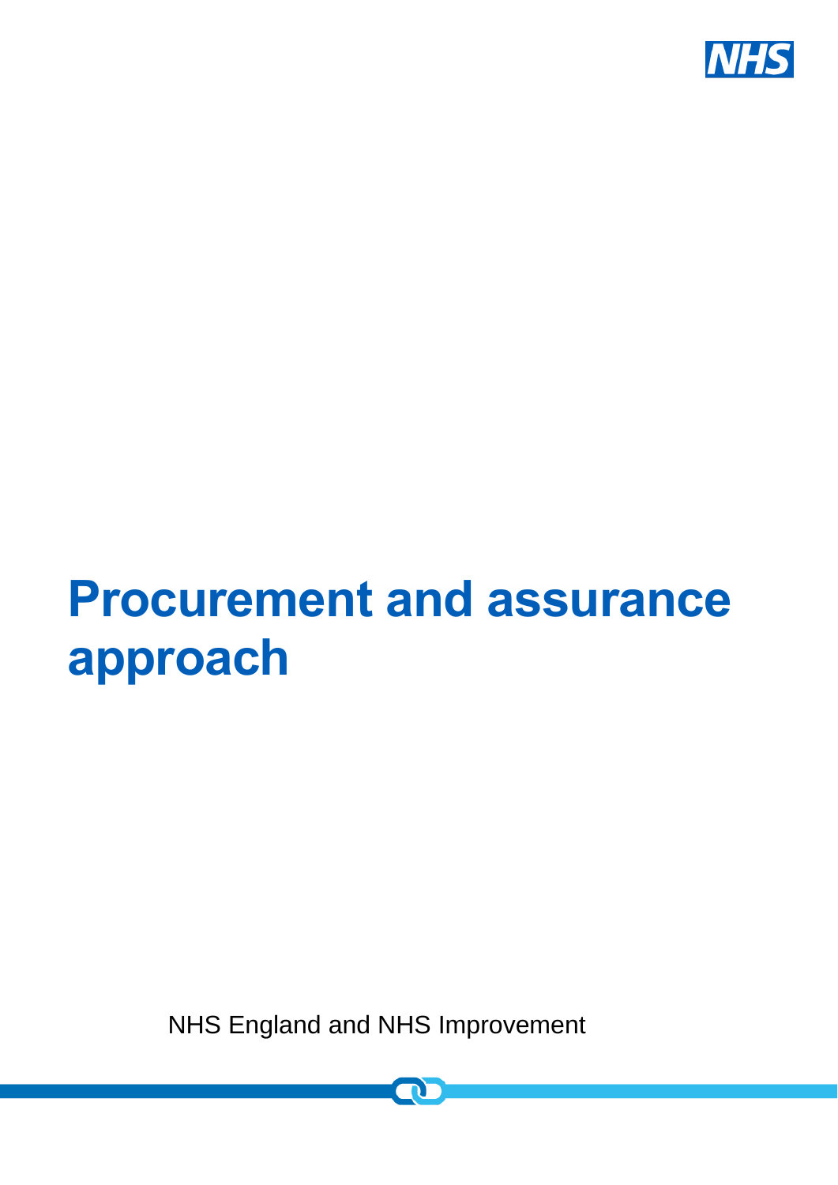# Procurement and assurance approach

NHS England and NHS Improvement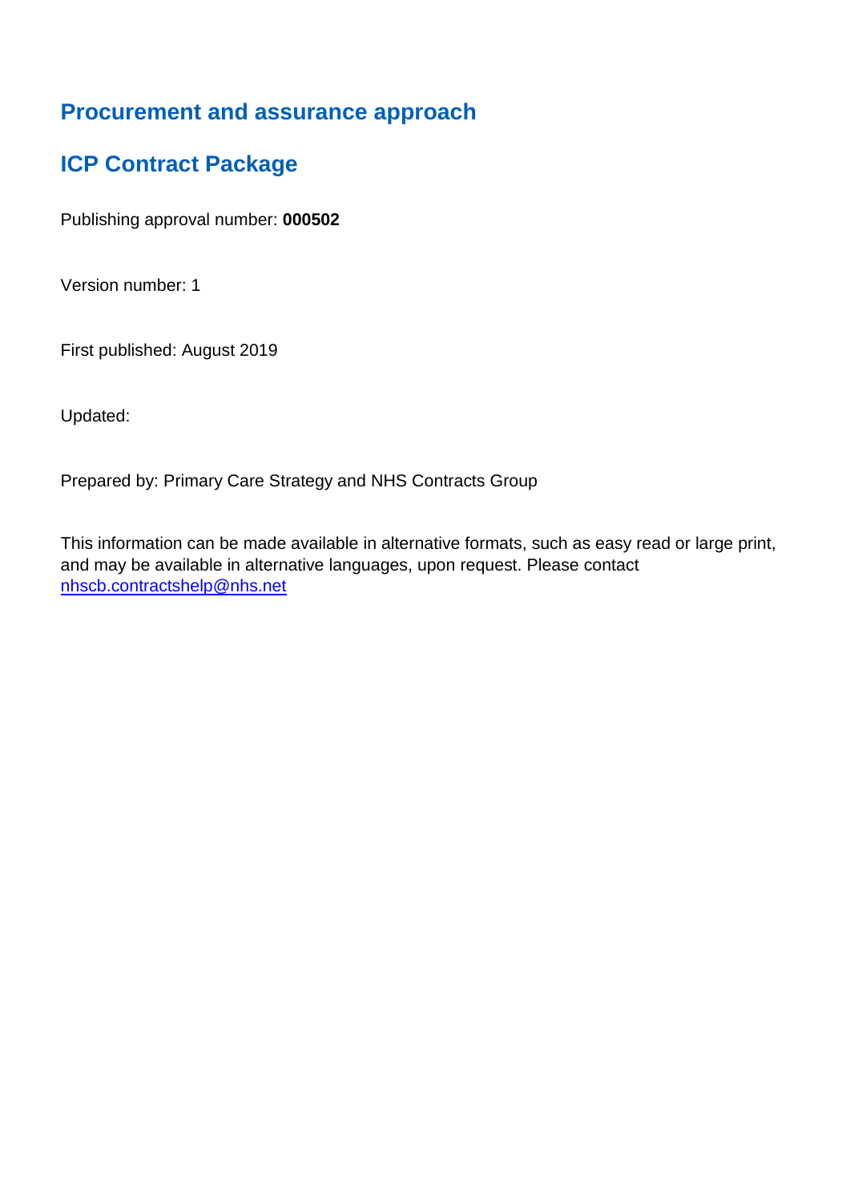# Procurement and assurance approach

## ICP Contract Package

Publishing approval number: **000502**

Version number: 1

First published: August 2019

Updated:

Prepared by: Primary Care Strategy and NHS Contracts Group

This information can be made available in alternative formats, such as easy read or large print, and may be available in alternative languages, upon request. Please contact nhscb.contractshelp@nhs.net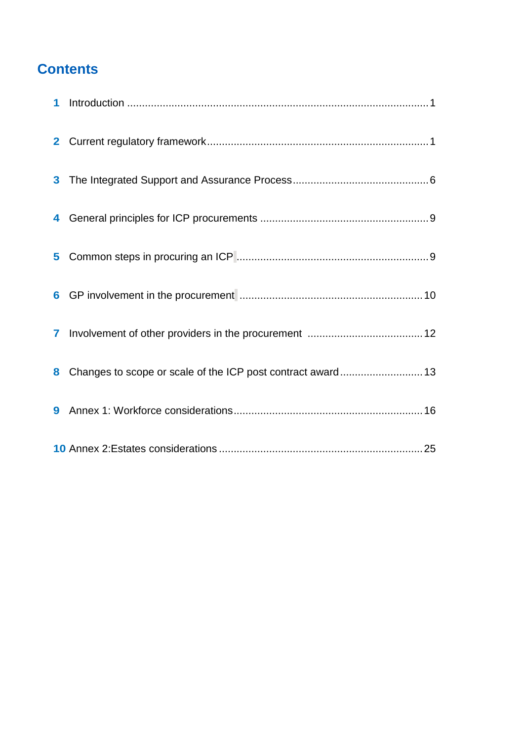# Contents

1 Introduction ........................................................................................................ 1

2 Current regulatory framework ............................................................................ 1

3 The Integrated Support and Assurance Process ................................................ 6

4 General principles for ICP procurements .......................................................... 9

5 Common steps in procuring an ICP ................................................................... 9

6 GP involvement in the procurement ................................................................ 10

7 Involvement of other providers in the procurement ......................................... 12

8 Changes to scope or scale of the ICP post contract award ............................. 13

9 Annex 1: Workforce considerations ................................................................. 16

10 Annex 2:Estates considerations ..................................................................... 25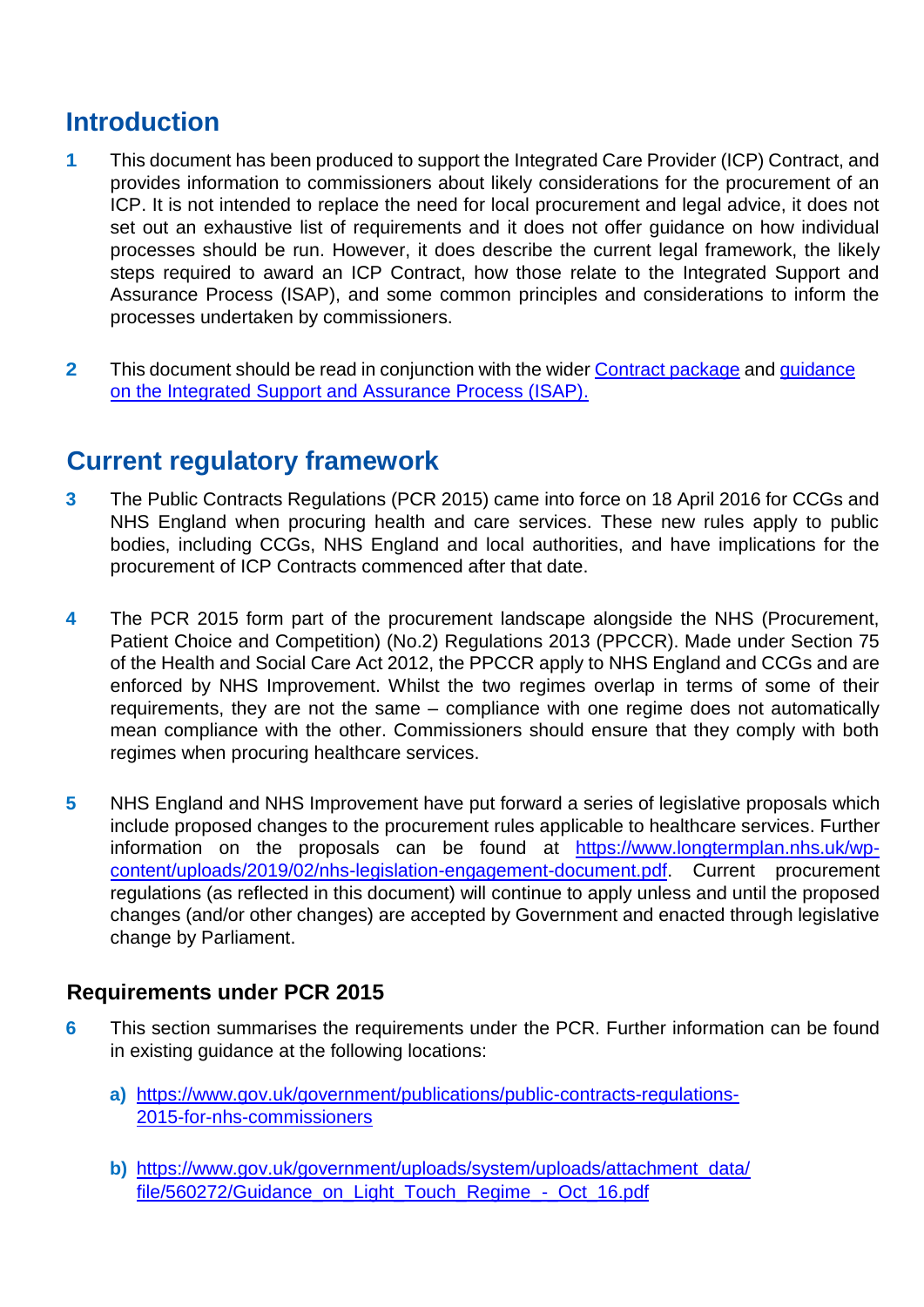## Introduction

1 This document has been produced to support the Integrated Care Provider (ICP) Contract, and provides information to commissioners about likely considerations for the procurement of an ICP. It is not intended to replace the need for local procurement and legal advice, it does not set out an exhaustive list of requirements and it does not offer guidance on how individual processes should be run. However, it does describe the current legal framework, the likely steps required to award an ICP Contract, how those relate to the Integrated Support and Assurance Process (ISAP), and some common principles and considerations to inform the processes undertaken by commissioners.

2 This document should be read in conjunction with the wider [Contract package](#) and [guidance on the Integrated Support and Assurance Process (ISAP).](#)

## Current regulatory framework

3 The Public Contracts Regulations (PCR 2015) came into force on 18 April 2016 for CCGs and NHS England when procuring health and care services. These new rules apply to public bodies, including CCGs, NHS England and local authorities, and have implications for the procurement of ICP Contracts commenced after that date.

4 The PCR 2015 form part of the procurement landscape alongside the NHS (Procurement, Patient Choice and Competition) (No.2) Regulations 2013 (PPCCR). Made under Section 75 of the Health and Social Care Act 2012, the PPCCR apply to NHS England and CCGs and are enforced by NHS Improvement. Whilst the two regimes overlap in terms of some of their requirements, they are not the same – compliance with one regime does not automatically mean compliance with the other. Commissioners should ensure that they comply with both regimes when procuring healthcare services.

5 NHS England and NHS Improvement have put forward a series of legislative proposals which include proposed changes to the procurement rules applicable to healthcare services. Further information on the proposals can be found at https://www.longtermplan.nhs.uk/wp-content/uploads/2019/02/nhs-legislation-engagement-document.pdf. Current procurement regulations (as reflected in this document) will continue to apply unless and until the proposed changes (and/or other changes) are accepted by Government and enacted through legislative change by Parliament.

### Requirements under PCR 2015

6 This section summarises the requirements under the PCR. Further information can be found in existing guidance at the following locations:

a) https://www.gov.uk/government/publications/public-contracts-regulations-2015-for-nhs-commissioners

b) https://www.gov.uk/government/uploads/system/uploads/attachment_data/file/560272/Guidance_on_Light_Touch_Regime_-_Oct_16.pdf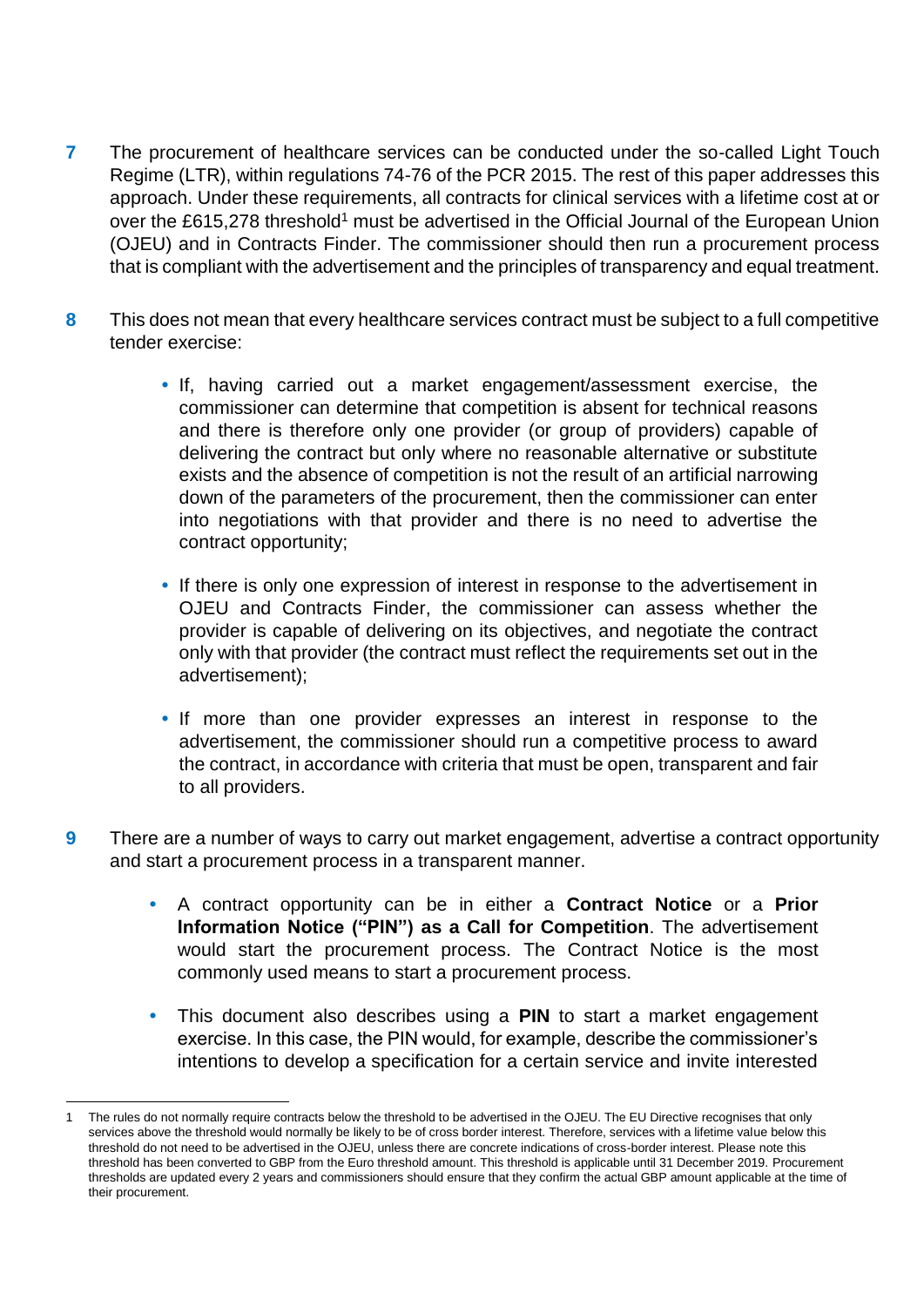**7** The procurement of healthcare services can be conducted under the so-called Light Touch Regime (LTR), within regulations 74-76 of the PCR 2015. The rest of this paper addresses this approach. Under these requirements, all contracts for clinical services with a lifetime cost at or over the £615,278 threshold[1] must be advertised in the Official Journal of the European Union (OJEU) and in Contracts Finder. The commissioner should then run a procurement process that is compliant with the advertisement and the principles of transparency and equal treatment.

**8** This does not mean that every healthcare services contract must be subject to a full competitive tender exercise:

- If, having carried out a market engagement/assessment exercise, the commissioner can determine that competition is absent for technical reasons and there is therefore only one provider (or group of providers) capable of delivering the contract but only where no reasonable alternative or substitute exists and the absence of competition is not the result of an artificial narrowing down of the parameters of the procurement, then the commissioner can enter into negotiations with that provider and there is no need to advertise the contract opportunity;

- If there is only one expression of interest in response to the advertisement in OJEU and Contracts Finder, the commissioner can assess whether the provider is capable of delivering on its objectives, and negotiate the contract only with that provider (the contract must reflect the requirements set out in the advertisement);

- If more than one provider expresses an interest in response to the advertisement, the commissioner should run a competitive process to award the contract, in accordance with criteria that must be open, transparent and fair to all providers.

**9** There are a number of ways to carry out market engagement, advertise a contract opportunity and start a procurement process in a transparent manner.

- A contract opportunity can be in either a **Contract Notice** or a **Prior Information Notice ("PIN") as a Call for Competition**. The advertisement would start the procurement process. The Contract Notice is the most commonly used means to start a procurement process.

- This document also describes using a **PIN** to start a market engagement exercise. In this case, the PIN would, for example, describe the commissioner's intentions to develop a specification for a certain service and invite interested

---

1 The rules do not normally require contracts below the threshold to be advertised in the OJEU. The EU Directive recognises that only services above the threshold would normally be likely to be of cross border interest. Therefore, services with a lifetime value below this threshold do not need to be advertised in the OJEU, unless there are concrete indications of cross-border interest. Please note this threshold has been converted to GBP from the Euro threshold amount. This threshold is applicable until 31 December 2019. Procurement thresholds are updated every 2 years and commissioners should ensure that they confirm the actual GBP amount applicable at the time of their procurement.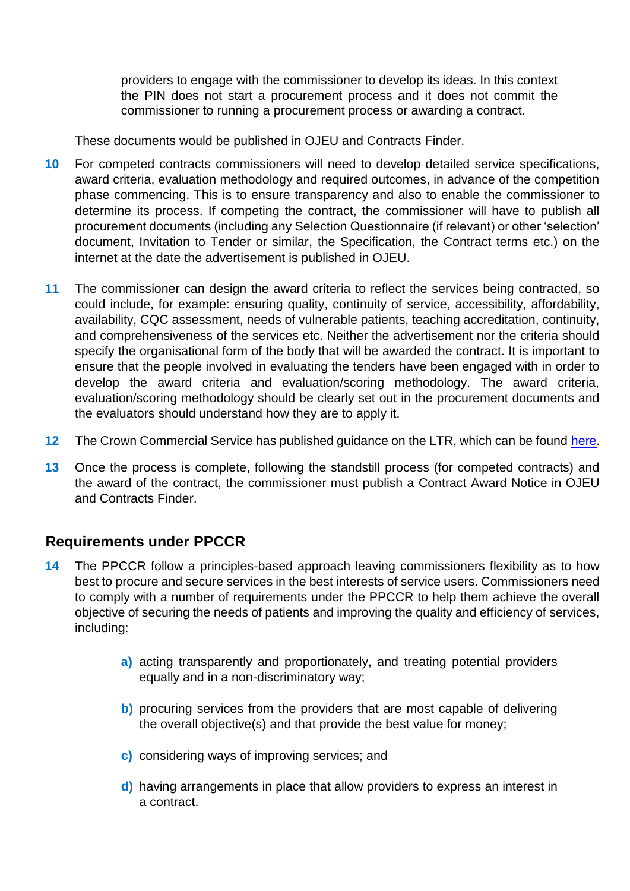providers to engage with the commissioner to develop its ideas. In this context the PIN does not start a procurement process and it does not commit the commissioner to running a procurement process or awarding a contract.

These documents would be published in OJEU and Contracts Finder.

**10** For competed contracts commissioners will need to develop detailed service specifications, award criteria, evaluation methodology and required outcomes, in advance of the competition phase commencing. This is to ensure transparency and also to enable the commissioner to determine its process. If competing the contract, the commissioner will have to publish all procurement documents (including any Selection Questionnaire (if relevant) or other 'selection' document, Invitation to Tender or similar, the Specification, the Contract terms etc.) on the internet at the date the advertisement is published in OJEU.

**11** The commissioner can design the award criteria to reflect the services being contracted, so could include, for example: ensuring quality, continuity of service, accessibility, affordability, availability, CQC assessment, needs of vulnerable patients, teaching accreditation, continuity, and comprehensiveness of the services etc. Neither the advertisement nor the criteria should specify the organisational form of the body that will be awarded the contract. It is important to ensure that the people involved in evaluating the tenders have been engaged with in order to develop the award criteria and evaluation/scoring methodology. The award criteria, evaluation/scoring methodology should be clearly set out in the procurement documents and the evaluators should understand how they are to apply it.

**12** The Crown Commercial Service has published guidance on the LTR, which can be found here.

**13** Once the process is complete, following the standstill process (for competed contracts) and the award of the contract, the commissioner must publish a Contract Award Notice in OJEU and Contracts Finder.

## Requirements under PPCCR

**14** The PPCCR follow a principles-based approach leaving commissioners flexibility as to how best to procure and secure services in the best interests of service users. Commissioners need to comply with a number of requirements under the PPCCR to help them achieve the overall objective of securing the needs of patients and improving the quality and efficiency of services, including:

- **a)** acting transparently and proportionately, and treating potential providers equally and in a non-discriminatory way;
- **b)** procuring services from the providers that are most capable of delivering the overall objective(s) and that provide the best value for money;
- **c)** considering ways of improving services; and
- **d)** having arrangements in place that allow providers to express an interest in a contract.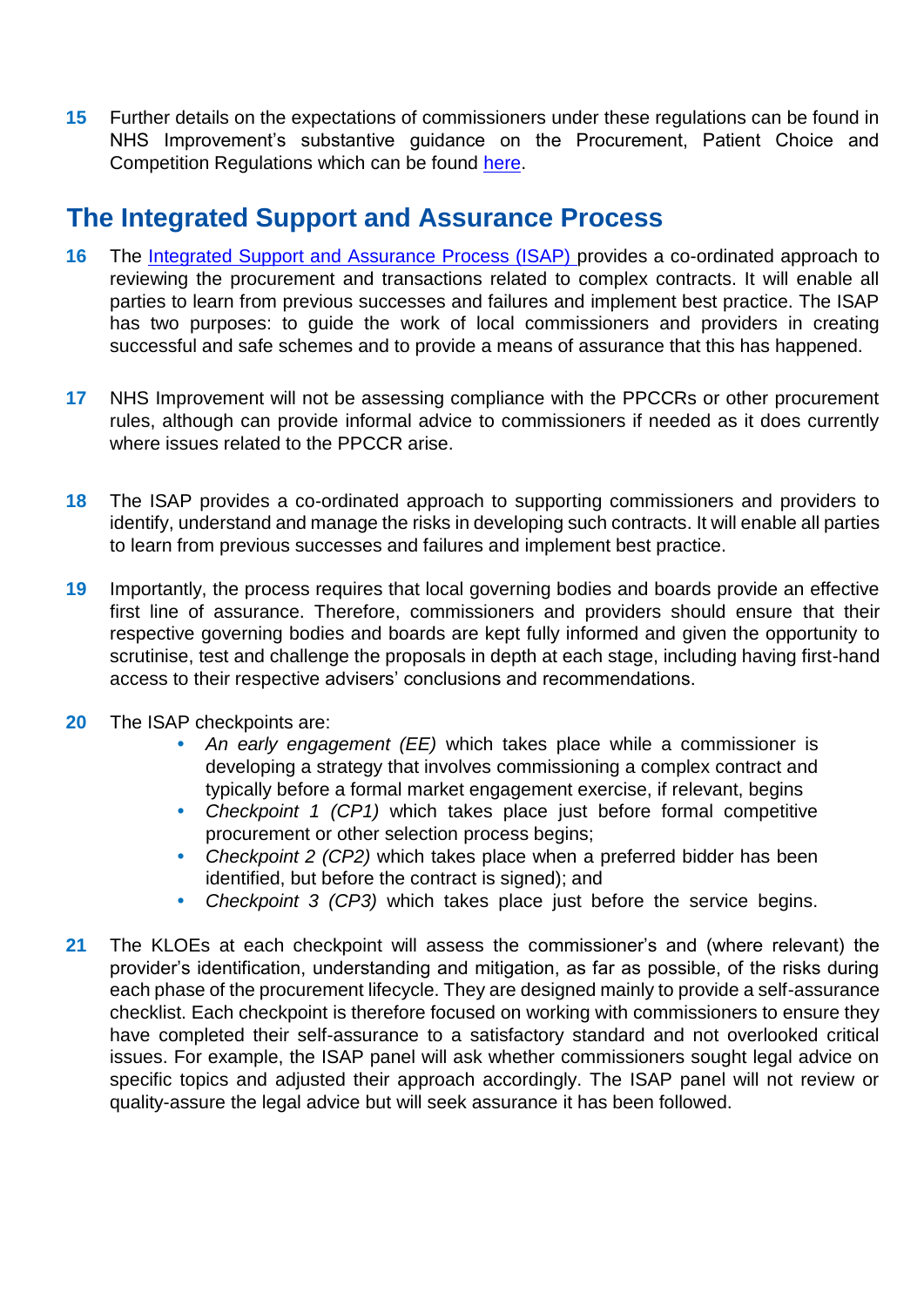15 Further details on the expectations of commissioners under these regulations can be found in NHS Improvement's substantive guidance on the Procurement, Patient Choice and Competition Regulations which can be found [here](#).

## The Integrated Support and Assurance Process

16 The [Integrated Support and Assurance Process (ISAP)](#) provides a co-ordinated approach to reviewing the procurement and transactions related to complex contracts. It will enable all parties to learn from previous successes and failures and implement best practice. The ISAP has two purposes: to guide the work of local commissioners and providers in creating successful and safe schemes and to provide a means of assurance that this has happened.

17 NHS Improvement will not be assessing compliance with the PPCCRs or other procurement rules, although can provide informal advice to commissioners if needed as it does currently where issues related to the PPCCR arise.

18 The ISAP provides a co-ordinated approach to supporting commissioners and providers to identify, understand and manage the risks in developing such contracts. It will enable all parties to learn from previous successes and failures and implement best practice.

19 Importantly, the process requires that local governing bodies and boards provide an effective first line of assurance. Therefore, commissioners and providers should ensure that their respective governing bodies and boards are kept fully informed and given the opportunity to scrutinise, test and challenge the proposals in depth at each stage, including having first-hand access to their respective advisers' conclusions and recommendations.

20 The ISAP checkpoints are:

- *An early engagement (EE)* which takes place while a commissioner is developing a strategy that involves commissioning a complex contract and typically before a formal market engagement exercise, if relevant, begins
- *Checkpoint 1 (CP1)* which takes place just before formal competitive procurement or other selection process begins;
- *Checkpoint 2 (CP2)* which takes place when a preferred bidder has been identified, but before the contract is signed); and
- *Checkpoint 3 (CP3)* which takes place just before the service begins.

21 The KLOEs at each checkpoint will assess the commissioner's and (where relevant) the provider's identification, understanding and mitigation, as far as possible, of the risks during each phase of the procurement lifecycle. They are designed mainly to provide a self-assurance checklist. Each checkpoint is therefore focused on working with commissioners to ensure they have completed their self-assurance to a satisfactory standard and not overlooked critical issues. For example, the ISAP panel will ask whether commissioners sought legal advice on specific topics and adjusted their approach accordingly. The ISAP panel will not review or quality-assure the legal advice but will seek assurance it has been followed.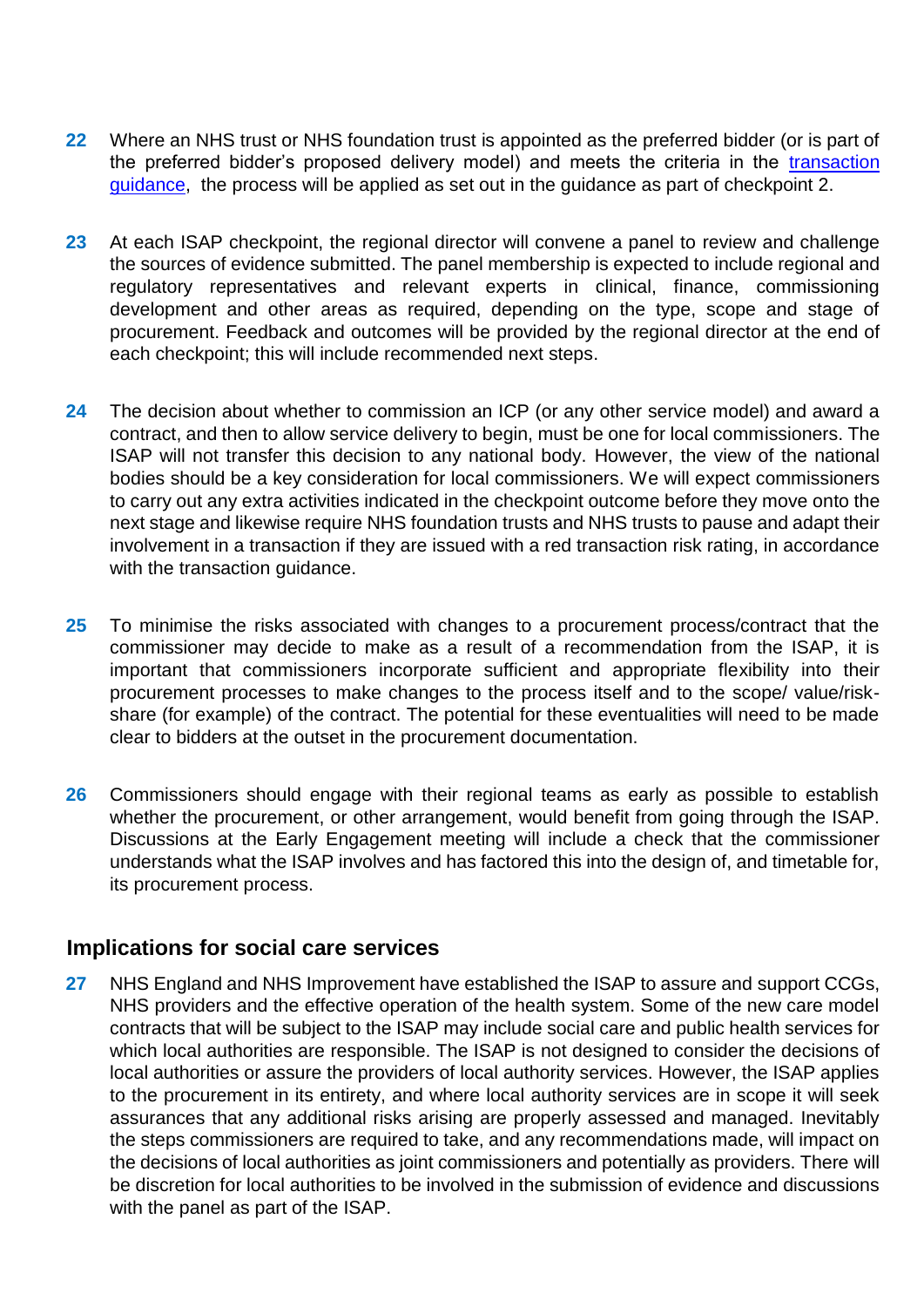**22** Where an NHS trust or NHS foundation trust is appointed as the preferred bidder (or is part of the preferred bidder's proposed delivery model) and meets the criteria in the [transaction guidance](), the process will be applied as set out in the guidance as part of checkpoint 2.

**23** At each ISAP checkpoint, the regional director will convene a panel to review and challenge the sources of evidence submitted. The panel membership is expected to include regional and regulatory representatives and relevant experts in clinical, finance, commissioning development and other areas as required, depending on the type, scope and stage of procurement. Feedback and outcomes will be provided by the regional director at the end of each checkpoint; this will include recommended next steps.

**24** The decision about whether to commission an ICP (or any other service model) and award a contract, and then to allow service delivery to begin, must be one for local commissioners. The ISAP will not transfer this decision to any national body. However, the view of the national bodies should be a key consideration for local commissioners. We will expect commissioners to carry out any extra activities indicated in the checkpoint outcome before they move onto the next stage and likewise require NHS foundation trusts and NHS trusts to pause and adapt their involvement in a transaction if they are issued with a red transaction risk rating, in accordance with the transaction guidance.

**25** To minimise the risks associated with changes to a procurement process/contract that the commissioner may decide to make as a result of a recommendation from the ISAP, it is important that commissioners incorporate sufficient and appropriate flexibility into their procurement processes to make changes to the process itself and to the scope/ value/risk-share (for example) of the contract. The potential for these eventualities will need to be made clear to bidders at the outset in the procurement documentation.

**26** Commissioners should engage with their regional teams as early as possible to establish whether the procurement, or other arrangement, would benefit from going through the ISAP. Discussions at the Early Engagement meeting will include a check that the commissioner understands what the ISAP involves and has factored this into the design of, and timetable for, its procurement process.

## Implications for social care services

**27** NHS England and NHS Improvement have established the ISAP to assure and support CCGs, NHS providers and the effective operation of the health system. Some of the new care model contracts that will be subject to the ISAP may include social care and public health services for which local authorities are responsible. The ISAP is not designed to consider the decisions of local authorities or assure the providers of local authority services. However, the ISAP applies to the procurement in its entirety, and where local authority services are in scope it will seek assurances that any additional risks arising are properly assessed and managed. Inevitably the steps commissioners are required to take, and any recommendations made, will impact on the decisions of local authorities as joint commissioners and potentially as providers. There will be discretion for local authorities to be involved in the submission of evidence and discussions with the panel as part of the ISAP.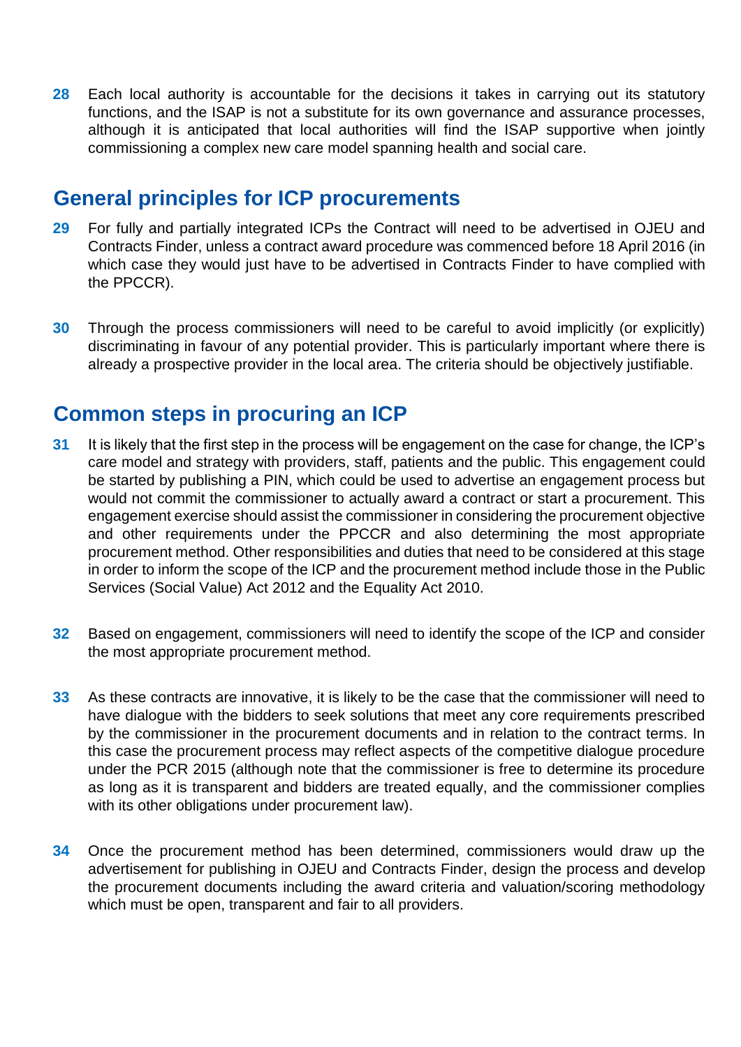28 Each local authority is accountable for the decisions it takes in carrying out its statutory functions, and the ISAP is not a substitute for its own governance and assurance processes, although it is anticipated that local authorities will find the ISAP supportive when jointly commissioning a complex new care model spanning health and social care.

## General principles for ICP procurements

29 For fully and partially integrated ICPs the Contract will need to be advertised in OJEU and Contracts Finder, unless a contract award procedure was commenced before 18 April 2016 (in which case they would just have to be advertised in Contracts Finder to have complied with the PPCCR).

30 Through the process commissioners will need to be careful to avoid implicitly (or explicitly) discriminating in favour of any potential provider. This is particularly important where there is already a prospective provider in the local area. The criteria should be objectively justifiable.

## Common steps in procuring an ICP

31 It is likely that the first step in the process will be engagement on the case for change, the ICP's care model and strategy with providers, staff, patients and the public. This engagement could be started by publishing a PIN, which could be used to advertise an engagement process but would not commit the commissioner to actually award a contract or start a procurement. This engagement exercise should assist the commissioner in considering the procurement objective and other requirements under the PPCCR and also determining the most appropriate procurement method. Other responsibilities and duties that need to be considered at this stage in order to inform the scope of the ICP and the procurement method include those in the Public Services (Social Value) Act 2012 and the Equality Act 2010.

32 Based on engagement, commissioners will need to identify the scope of the ICP and consider the most appropriate procurement method.

33 As these contracts are innovative, it is likely to be the case that the commissioner will need to have dialogue with the bidders to seek solutions that meet any core requirements prescribed by the commissioner in the procurement documents and in relation to the contract terms. In this case the procurement process may reflect aspects of the competitive dialogue procedure under the PCR 2015 (although note that the commissioner is free to determine its procedure as long as it is transparent and bidders are treated equally, and the commissioner complies with its other obligations under procurement law).

34 Once the procurement method has been determined, commissioners would draw up the advertisement for publishing in OJEU and Contracts Finder, design the process and develop the procurement documents including the award criteria and valuation/scoring methodology which must be open, transparent and fair to all providers.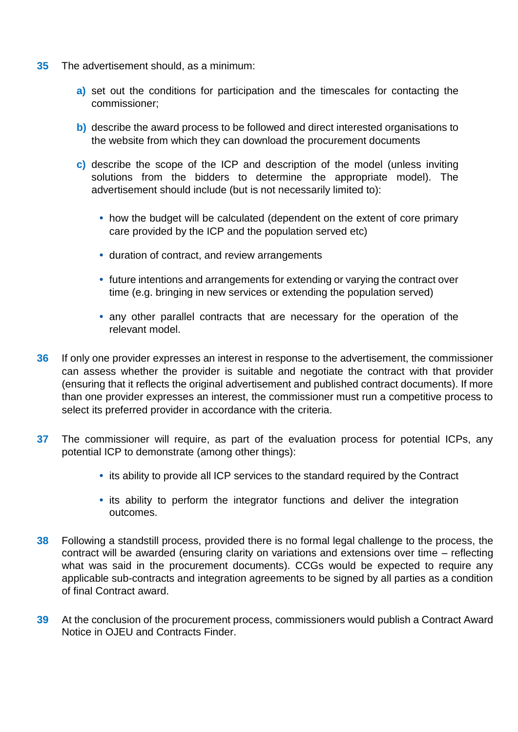**35** The advertisement should, as a minimum:

**a)** set out the conditions for participation and the timescales for contacting the commissioner;

**b)** describe the award process to be followed and direct interested organisations to the website from which they can download the procurement documents

**c)** describe the scope of the ICP and description of the model (unless inviting solutions from the bidders to determine the appropriate model). The advertisement should include (but is not necessarily limited to):

- how the budget will be calculated (dependent on the extent of core primary care provided by the ICP and the population served etc)
- duration of contract, and review arrangements
- future intentions and arrangements for extending or varying the contract over time (e.g. bringing in new services or extending the population served)
- any other parallel contracts that are necessary for the operation of the relevant model.

**36** If only one provider expresses an interest in response to the advertisement, the commissioner can assess whether the provider is suitable and negotiate the contract with that provider (ensuring that it reflects the original advertisement and published contract documents). If more than one provider expresses an interest, the commissioner must run a competitive process to select its preferred provider in accordance with the criteria.

**37** The commissioner will require, as part of the evaluation process for potential ICPs, any potential ICP to demonstrate (among other things):

- its ability to provide all ICP services to the standard required by the Contract
- its ability to perform the integrator functions and deliver the integration outcomes.

**38** Following a standstill process, provided there is no formal legal challenge to the process, the contract will be awarded (ensuring clarity on variations and extensions over time – reflecting what was said in the procurement documents). CCGs would be expected to require any applicable sub-contracts and integration agreements to be signed by all parties as a condition of final Contract award.

**39** At the conclusion of the procurement process, commissioners would publish a Contract Award Notice in OJEU and Contracts Finder.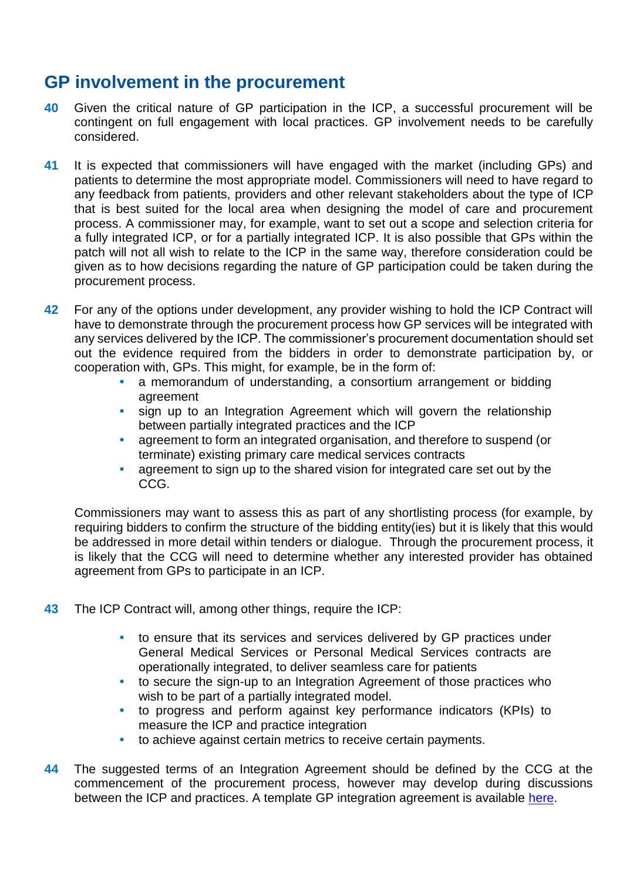## GP involvement in the procurement

**40** Given the critical nature of GP participation in the ICP, a successful procurement will be contingent on full engagement with local practices. GP involvement needs to be carefully considered.

**41** It is expected that commissioners will have engaged with the market (including GPs) and patients to determine the most appropriate model. Commissioners will need to have regard to any feedback from patients, providers and other relevant stakeholders about the type of ICP that is best suited for the local area when designing the model of care and procurement process. A commissioner may, for example, want to set out a scope and selection criteria for a fully integrated ICP, or for a partially integrated ICP. It is also possible that GPs within the patch will not all wish to relate to the ICP in the same way, therefore consideration could be given as to how decisions regarding the nature of GP participation could be taken during the procurement process.

**42** For any of the options under development, any provider wishing to hold the ICP Contract will have to demonstrate through the procurement process how GP services will be integrated with any services delivered by the ICP. The commissioner's procurement documentation should set out the evidence required from the bidders in order to demonstrate participation by, or cooperation with, GPs. This might, for example, be in the form of:

- a memorandum of understanding, a consortium arrangement or bidding agreement
- sign up to an Integration Agreement which will govern the relationship between partially integrated practices and the ICP
- agreement to form an integrated organisation, and therefore to suspend (or terminate) existing primary care medical services contracts
- agreement to sign up to the shared vision for integrated care set out by the CCG.

Commissioners may want to assess this as part of any shortlisting process (for example, by requiring bidders to confirm the structure of the bidding entity(ies) but it is likely that this would be addressed in more detail within tenders or dialogue. Through the procurement process, it is likely that the CCG will need to determine whether any interested provider has obtained agreement from GPs to participate in an ICP.

**43** The ICP Contract will, among other things, require the ICP:

- to ensure that its services and services delivered by GP practices under General Medical Services or Personal Medical Services contracts are operationally integrated, to deliver seamless care for patients
- to secure the sign-up to an Integration Agreement of those practices who wish to be part of a partially integrated model.
- to progress and perform against key performance indicators (KPIs) to measure the ICP and practice integration
- to achieve against certain metrics to receive certain payments.

**44** The suggested terms of an Integration Agreement should be defined by the CCG at the commencement of the procurement process, however may develop during discussions between the ICP and practices. A template GP integration agreement is available here.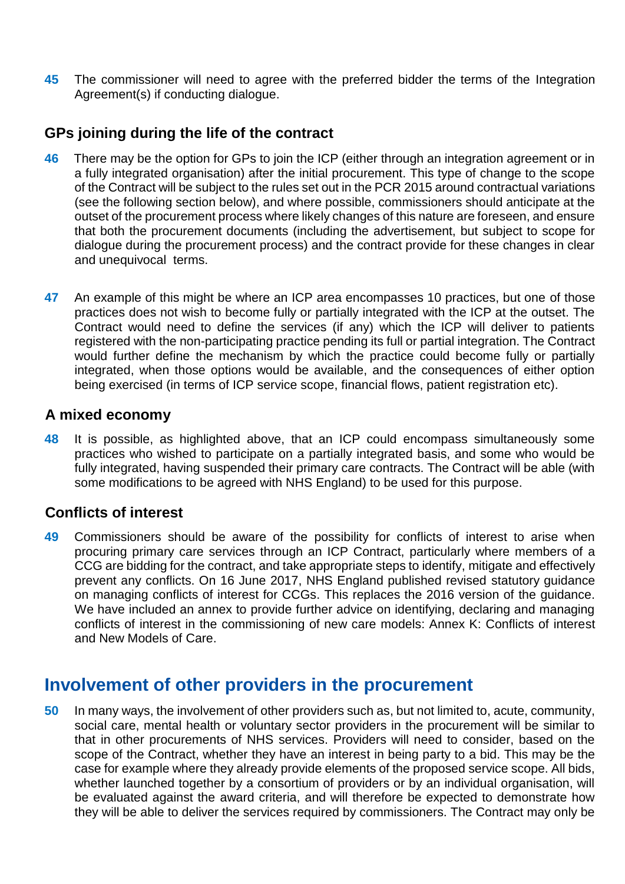**45** The commissioner will need to agree with the preferred bidder the terms of the Integration Agreement(s) if conducting dialogue.

### GPs joining during the life of the contract

**46** There may be the option for GPs to join the ICP (either through an integration agreement or in a fully integrated organisation) after the initial procurement. This type of change to the scope of the Contract will be subject to the rules set out in the PCR 2015 around contractual variations (see the following section below), and where possible, commissioners should anticipate at the outset of the procurement process where likely changes of this nature are foreseen, and ensure that both the procurement documents (including the advertisement, but subject to scope for dialogue during the procurement process) and the contract provide for these changes in clear and unequivocal terms.

**47** An example of this might be where an ICP area encompasses 10 practices, but one of those practices does not wish to become fully or partially integrated with the ICP at the outset. The Contract would need to define the services (if any) which the ICP will deliver to patients registered with the non-participating practice pending its full or partial integration. The Contract would further define the mechanism by which the practice could become fully or partially integrated, when those options would be available, and the consequences of either option being exercised (in terms of ICP service scope, financial flows, patient registration etc).

### A mixed economy

**48** It is possible, as highlighted above, that an ICP could encompass simultaneously some practices who wished to participate on a partially integrated basis, and some who would be fully integrated, having suspended their primary care contracts. The Contract will be able (with some modifications to be agreed with NHS England) to be used for this purpose.

### Conflicts of interest

**49** Commissioners should be aware of the possibility for conflicts of interest to arise when procuring primary care services through an ICP Contract, particularly where members of a CCG are bidding for the contract, and take appropriate steps to identify, mitigate and effectively prevent any conflicts. On 16 June 2017, NHS England published revised statutory guidance on managing conflicts of interest for CCGs. This replaces the 2016 version of the guidance. We have included an annex to provide further advice on identifying, declaring and managing conflicts of interest in the commissioning of new care models: Annex K: Conflicts of interest and New Models of Care.

## Involvement of other providers in the procurement

**50** In many ways, the involvement of other providers such as, but not limited to, acute, community, social care, mental health or voluntary sector providers in the procurement will be similar to that in other procurements of NHS services. Providers will need to consider, based on the scope of the Contract, whether they have an interest in being party to a bid. This may be the case for example where they already provide elements of the proposed service scope. All bids, whether launched together by a consortium of providers or by an individual organisation, will be evaluated against the award criteria, and will therefore be expected to demonstrate how they will be able to deliver the services required by commissioners. The Contract may only be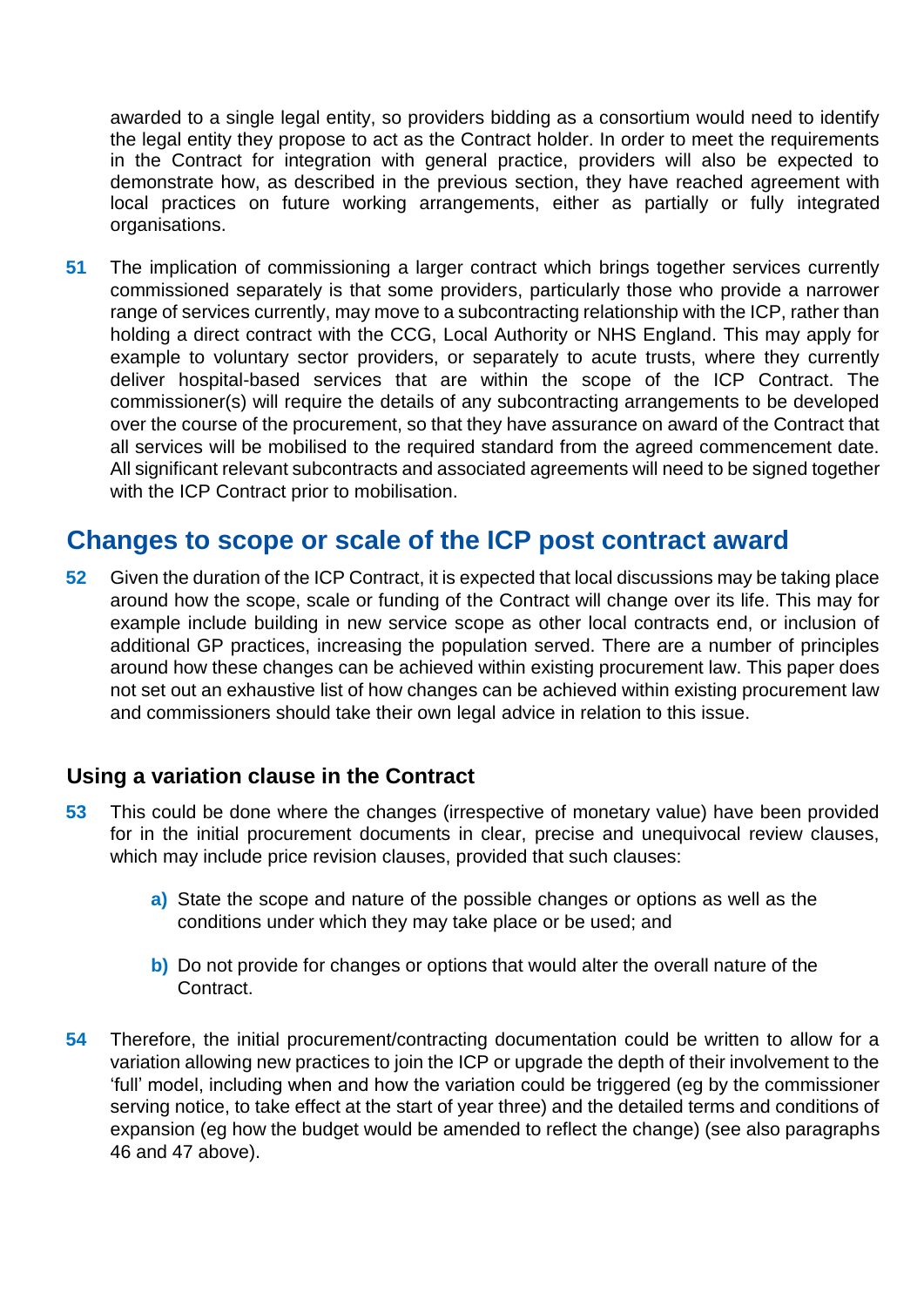awarded to a single legal entity, so providers bidding as a consortium would need to identify the legal entity they propose to act as the Contract holder. In order to meet the requirements in the Contract for integration with general practice, providers will also be expected to demonstrate how, as described in the previous section, they have reached agreement with local practices on future working arrangements, either as partially or fully integrated organisations.

**51** The implication of commissioning a larger contract which brings together services currently commissioned separately is that some providers, particularly those who provide a narrower range of services currently, may move to a subcontracting relationship with the ICP, rather than holding a direct contract with the CCG, Local Authority or NHS England. This may apply for example to voluntary sector providers, or separately to acute trusts, where they currently deliver hospital-based services that are within the scope of the ICP Contract. The commissioner(s) will require the details of any subcontracting arrangements to be developed over the course of the procurement, so that they have assurance on award of the Contract that all services will be mobilised to the required standard from the agreed commencement date. All significant relevant subcontracts and associated agreements will need to be signed together with the ICP Contract prior to mobilisation.

## Changes to scope or scale of the ICP post contract award

**52** Given the duration of the ICP Contract, it is expected that local discussions may be taking place around how the scope, scale or funding of the Contract will change over its life. This may for example include building in new service scope as other local contracts end, or inclusion of additional GP practices, increasing the population served. There are a number of principles around how these changes can be achieved within existing procurement law. This paper does not set out an exhaustive list of how changes can be achieved within existing procurement law and commissioners should take their own legal advice in relation to this issue.

### Using a variation clause in the Contract

**53** This could be done where the changes (irrespective of monetary value) have been provided for in the initial procurement documents in clear, precise and unequivocal review clauses, which may include price revision clauses, provided that such clauses:

- **a)** State the scope and nature of the possible changes or options as well as the conditions under which they may take place or be used; and
- **b)** Do not provide for changes or options that would alter the overall nature of the Contract.

**54** Therefore, the initial procurement/contracting documentation could be written to allow for a variation allowing new practices to join the ICP or upgrade the depth of their involvement to the 'full' model, including when and how the variation could be triggered (eg by the commissioner serving notice, to take effect at the start of year three) and the detailed terms and conditions of expansion (eg how the budget would be amended to reflect the change) (see also paragraphs 46 and 47 above).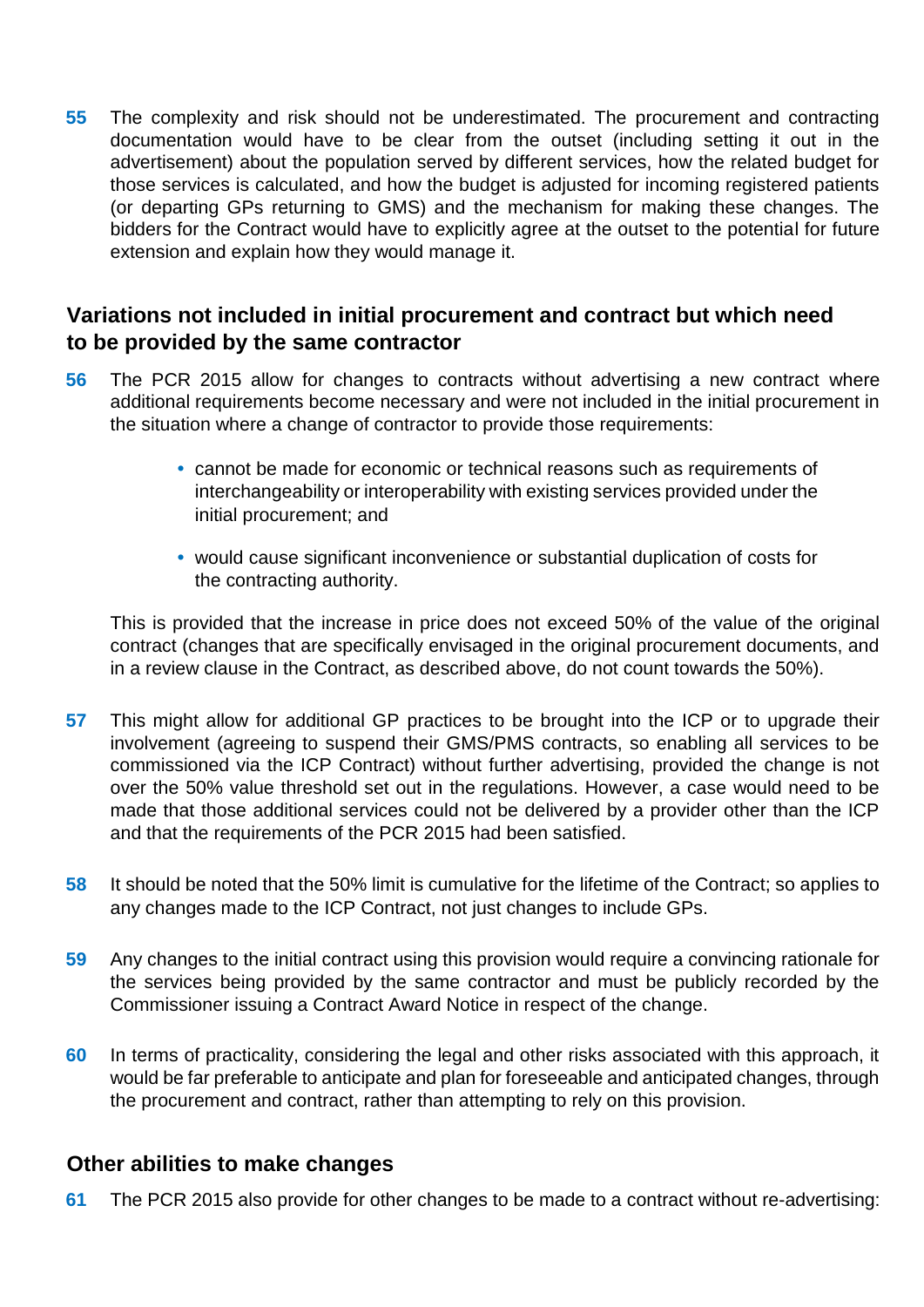**55** The complexity and risk should not be underestimated. The procurement and contracting documentation would have to be clear from the outset (including setting it out in the advertisement) about the population served by different services, how the related budget for those services is calculated, and how the budget is adjusted for incoming registered patients (or departing GPs returning to GMS) and the mechanism for making these changes. The bidders for the Contract would have to explicitly agree at the outset to the potential for future extension and explain how they would manage it.

## Variations not included in initial procurement and contract but which need to be provided by the same contractor

**56** The PCR 2015 allow for changes to contracts without advertising a new contract where additional requirements become necessary and were not included in the initial procurement in the situation where a change of contractor to provide those requirements:

- cannot be made for economic or technical reasons such as requirements of interchangeability or interoperability with existing services provided under the initial procurement; and
- would cause significant inconvenience or substantial duplication of costs for the contracting authority.

This is provided that the increase in price does not exceed 50% of the value of the original contract (changes that are specifically envisaged in the original procurement documents, and in a review clause in the Contract, as described above, do not count towards the 50%).

**57** This might allow for additional GP practices to be brought into the ICP or to upgrade their involvement (agreeing to suspend their GMS/PMS contracts, so enabling all services to be commissioned via the ICP Contract) without further advertising, provided the change is not over the 50% value threshold set out in the regulations. However, a case would need to be made that those additional services could not be delivered by a provider other than the ICP and that the requirements of the PCR 2015 had been satisfied.

**58** It should be noted that the 50% limit is cumulative for the lifetime of the Contract; so applies to any changes made to the ICP Contract, not just changes to include GPs.

**59** Any changes to the initial contract using this provision would require a convincing rationale for the services being provided by the same contractor and must be publicly recorded by the Commissioner issuing a Contract Award Notice in respect of the change.

**60** In terms of practicality, considering the legal and other risks associated with this approach, it would be far preferable to anticipate and plan for foreseeable and anticipated changes, through the procurement and contract, rather than attempting to rely on this provision.

## Other abilities to make changes

**61** The PCR 2015 also provide for other changes to be made to a contract without re-advertising: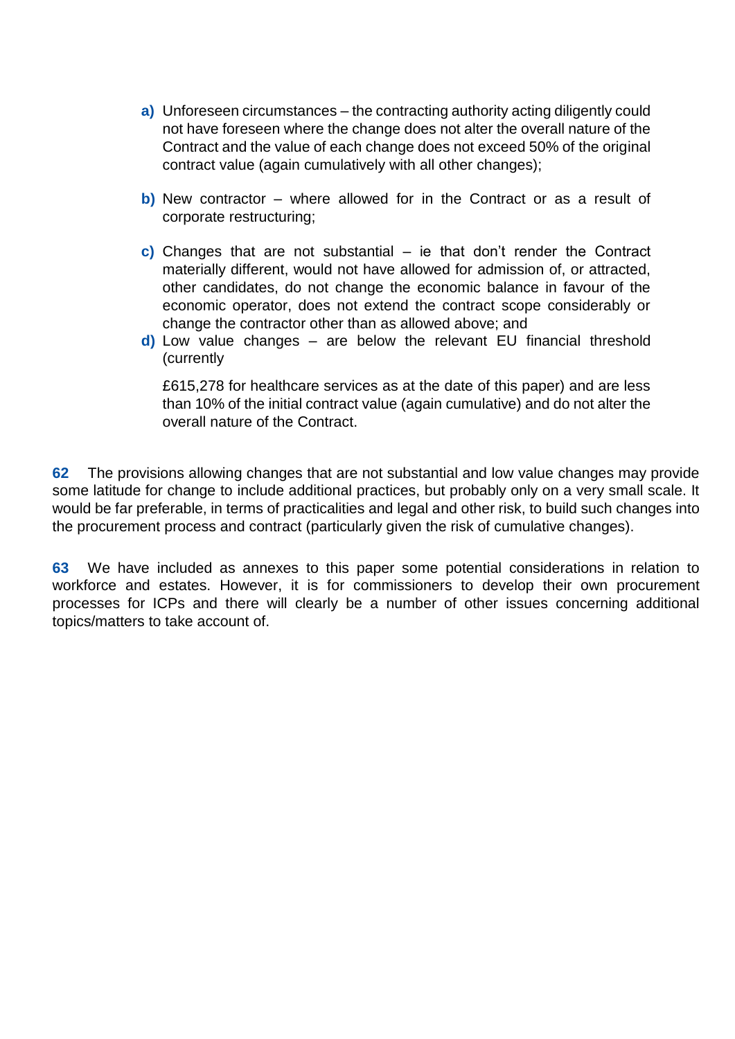a) Unforeseen circumstances – the contracting authority acting diligently could not have foreseen where the change does not alter the overall nature of the Contract and the value of each change does not exceed 50% of the original contract value (again cumulatively with all other changes);

b) New contractor – where allowed for in the Contract or as a result of corporate restructuring;

c) Changes that are not substantial – ie that don't render the Contract materially different, would not have allowed for admission of, or attracted, other candidates, do not change the economic balance in favour of the economic operator, does not extend the contract scope considerably or change the contractor other than as allowed above; and

d) Low value changes – are below the relevant EU financial threshold (currently

   £615,278 for healthcare services as at the date of this paper) and are less than 10% of the initial contract value (again cumulative) and do not alter the overall nature of the Contract.

**62** The provisions allowing changes that are not substantial and low value changes may provide some latitude for change to include additional practices, but probably only on a very small scale. It would be far preferable, in terms of practicalities and legal and other risk, to build such changes into the procurement process and contract (particularly given the risk of cumulative changes).

**63** We have included as annexes to this paper some potential considerations in relation to workforce and estates. However, it is for commissioners to develop their own procurement processes for ICPs and there will clearly be a number of other issues concerning additional topics/matters to take account of.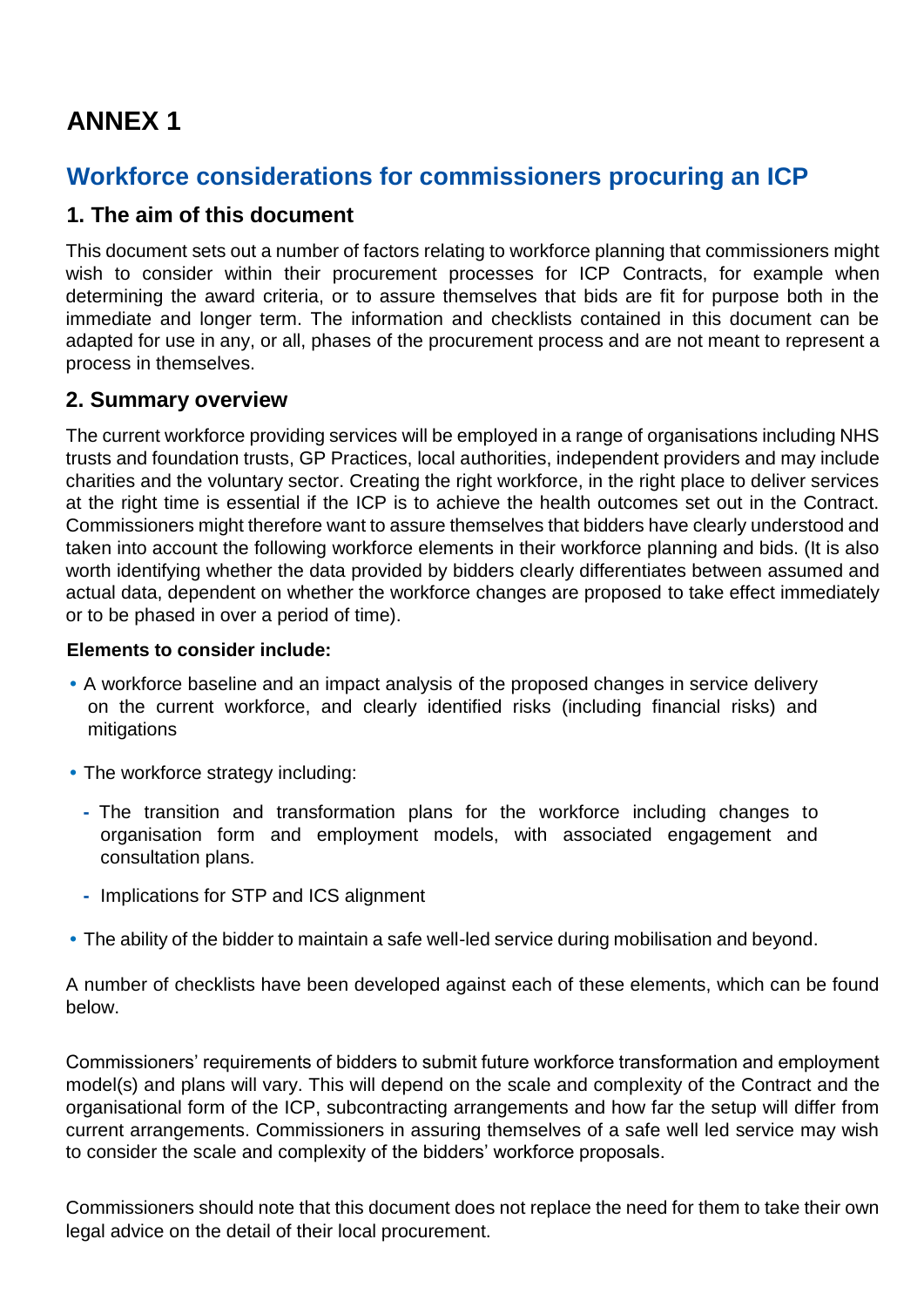# ANNEX 1

## Workforce considerations for commissioners procuring an ICP

### 1. The aim of this document

This document sets out a number of factors relating to workforce planning that commissioners might wish to consider within their procurement processes for ICP Contracts, for example when determining the award criteria, or to assure themselves that bids are fit for purpose both in the immediate and longer term. The information and checklists contained in this document can be adapted for use in any, or all, phases of the procurement process and are not meant to represent a process in themselves.

### 2. Summary overview

The current workforce providing services will be employed in a range of organisations including NHS trusts and foundation trusts, GP Practices, local authorities, independent providers and may include charities and the voluntary sector. Creating the right workforce, in the right place to deliver services at the right time is essential if the ICP is to achieve the health outcomes set out in the Contract. Commissioners might therefore want to assure themselves that bidders have clearly understood and taken into account the following workforce elements in their workforce planning and bids. (It is also worth identifying whether the data provided by bidders clearly differentiates between assumed and actual data, dependent on whether the workforce changes are proposed to take effect immediately or to be phased in over a period of time).

**Elements to consider include:**

- A workforce baseline and an impact analysis of the proposed changes in service delivery on the current workforce, and clearly identified risks (including financial risks) and mitigations
- The workforce strategy including:
  - The transition and transformation plans for the workforce including changes to organisation form and employment models, with associated engagement and consultation plans.
  - Implications for STP and ICS alignment
- The ability of the bidder to maintain a safe well-led service during mobilisation and beyond.

A number of checklists have been developed against each of these elements, which can be found below.

Commissioners' requirements of bidders to submit future workforce transformation and employment model(s) and plans will vary. This will depend on the scale and complexity of the Contract and the organisational form of the ICP, subcontracting arrangements and how far the setup will differ from current arrangements. Commissioners in assuring themselves of a safe well led service may wish to consider the scale and complexity of the bidders' workforce proposals.

Commissioners should note that this document does not replace the need for them to take their own legal advice on the detail of their local procurement.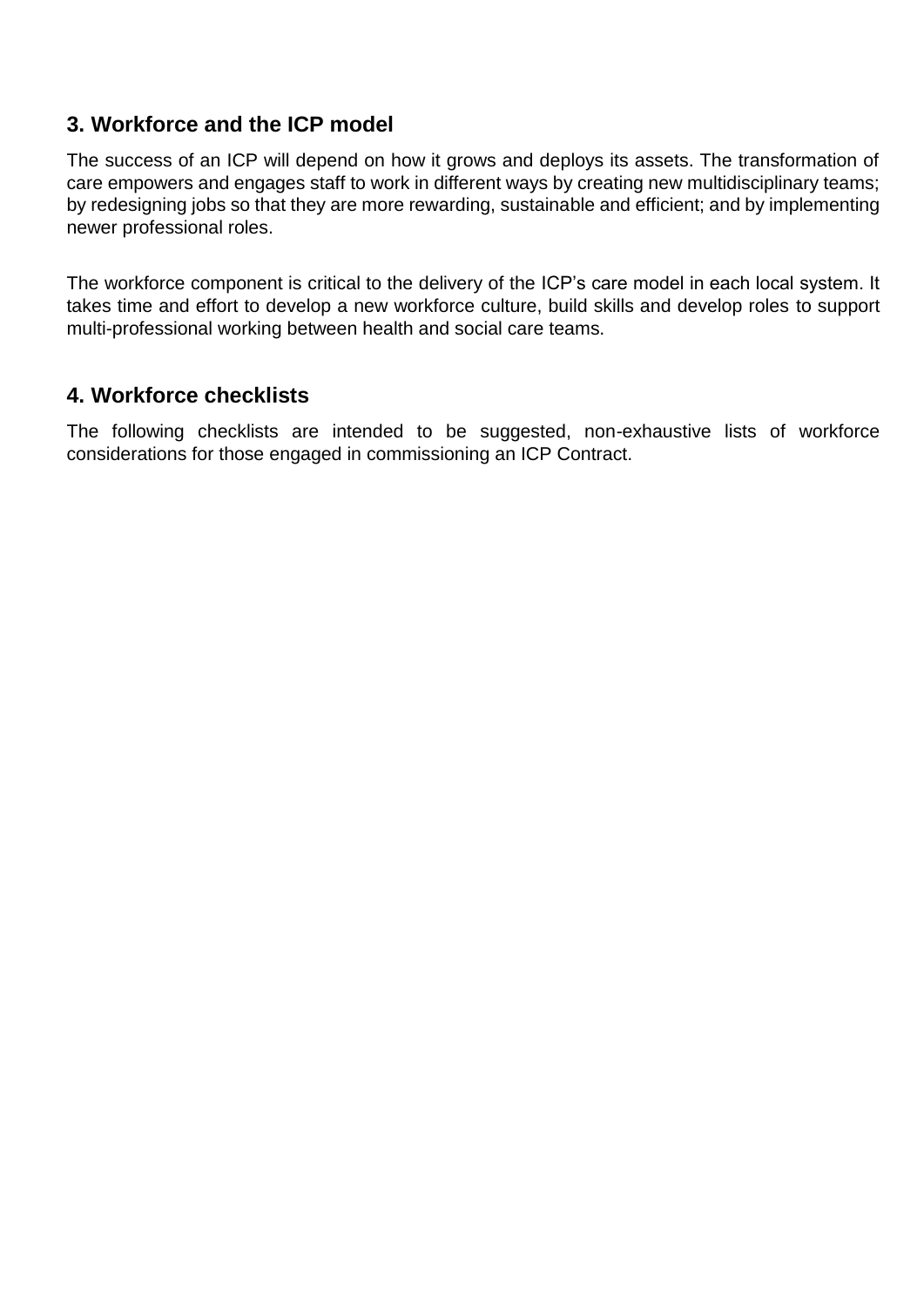## 3. Workforce and the ICP model

The success of an ICP will depend on how it grows and deploys its assets. The transformation of care empowers and engages staff to work in different ways by creating new multidisciplinary teams; by redesigning jobs so that they are more rewarding, sustainable and efficient; and by implementing newer professional roles.

The workforce component is critical to the delivery of the ICP's care model in each local system. It takes time and effort to develop a new workforce culture, build skills and develop roles to support multi-professional working between health and social care teams.

## 4. Workforce checklists

The following checklists are intended to be suggested, non-exhaustive lists of workforce considerations for those engaged in commissioning an ICP Contract.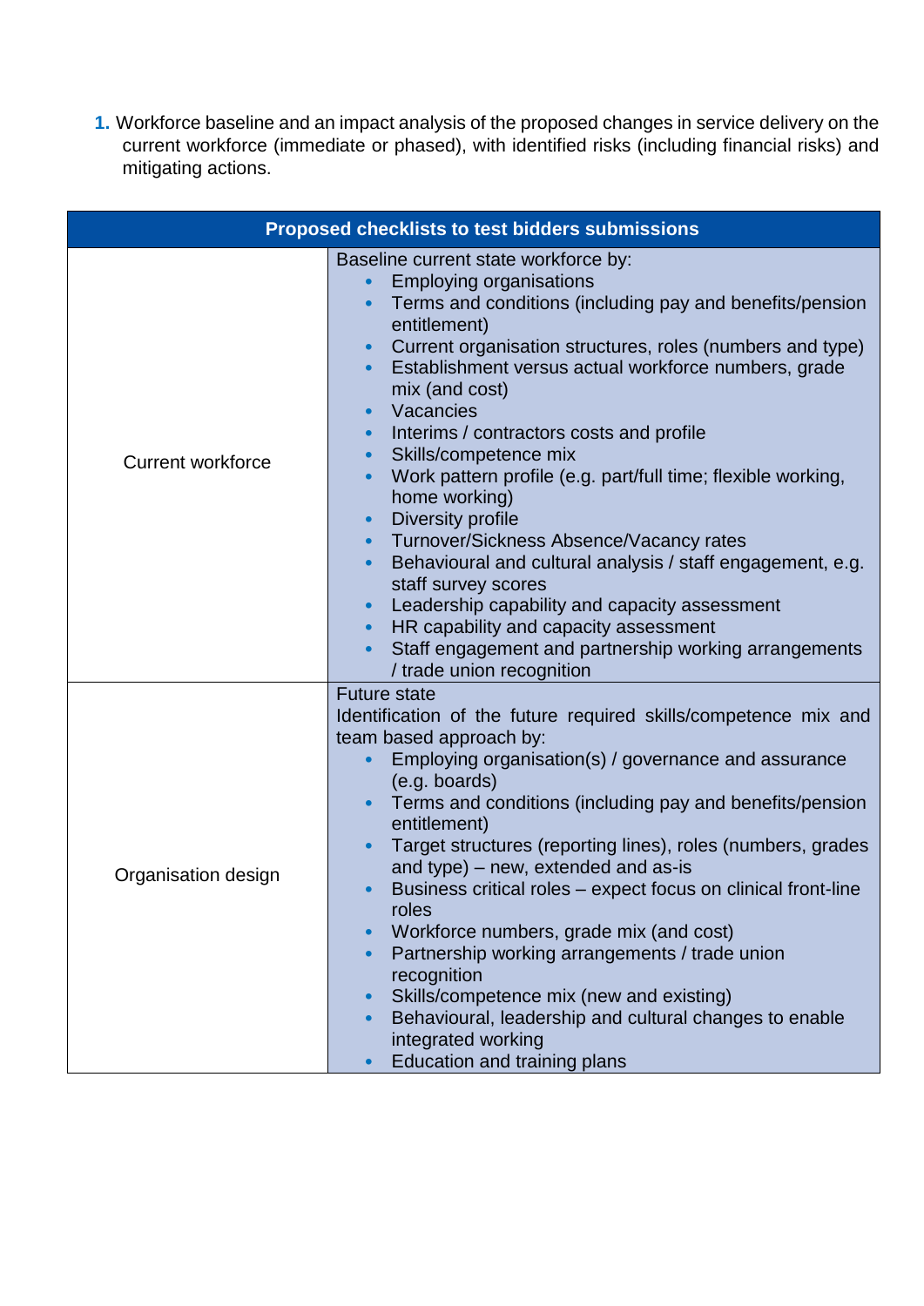1. Workforce baseline and an impact analysis of the proposed changes in service delivery on the current workforce (immediate or phased), with identified risks (including financial risks) and mitigating actions.

| Proposed checklists to test bidders submissions | |
|---|---|
| Current workforce | Baseline current state workforce by:<br>• Employing organisations<br>• Terms and conditions (including pay and benefits/pension entitlement)<br>• Current organisation structures, roles (numbers and type)<br>• Establishment versus actual workforce numbers, grade mix (and cost)<br>• Vacancies<br>• Interims / contractors costs and profile<br>• Skills/competence mix<br>• Work pattern profile (e.g. part/full time; flexible working, home working)<br>• Diversity profile<br>• Turnover/Sickness Absence/Vacancy rates<br>• Behavioural and cultural analysis / staff engagement, e.g. staff survey scores<br>• Leadership capability and capacity assessment<br>• HR capability and capacity assessment<br>• Staff engagement and partnership working arrangements / trade union recognition |
| Organisation design | Future state<br>Identification of the future required skills/competence mix and team based approach by:<br>• Employing organisation(s) / governance and assurance (e.g. boards)<br>• Terms and conditions (including pay and benefits/pension entitlement)<br>• Target structures (reporting lines), roles (numbers, grades and type) – new, extended and as-is<br>• Business critical roles – expect focus on clinical front-line roles<br>• Workforce numbers, grade mix (and cost)<br>• Partnership working arrangements / trade union recognition<br>• Skills/competence mix (new and existing)<br>• Behavioural, leadership and cultural changes to enable integrated working<br>• Education and training plans |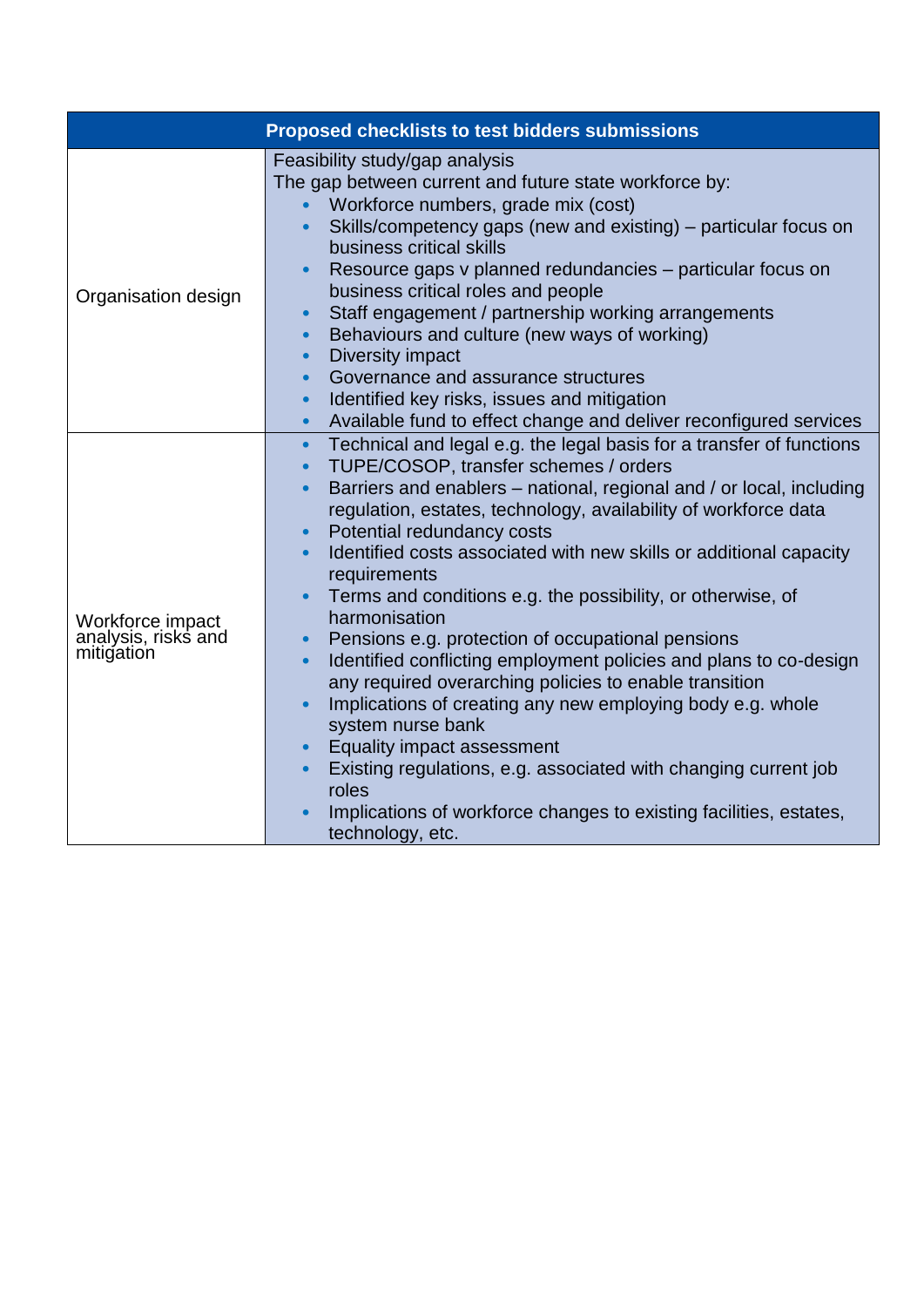| Proposed checklists to test bidders submissions | |
|---|---|
| Organisation design | Feasibility study/gap analysis<br>The gap between current and future state workforce by:<br>• Workforce numbers, grade mix (cost)<br>• Skills/competency gaps (new and existing) – particular focus on business critical skills<br>• Resource gaps v planned redundancies – particular focus on business critical roles and people<br>• Staff engagement / partnership working arrangements<br>• Behaviours and culture (new ways of working)<br>• Diversity impact<br>• Governance and assurance structures<br>• Identified key risks, issues and mitigation<br>• Available fund to effect change and deliver reconfigured services |
| Workforce impact analysis, risks and mitigation | • Technical and legal e.g. the legal basis for a transfer of functions<br>• TUPE/COSOP, transfer schemes / orders<br>• Barriers and enablers – national, regional and / or local, including regulation, estates, technology, availability of workforce data<br>• Potential redundancy costs<br>• Identified costs associated with new skills or additional capacity requirements<br>• Terms and conditions e.g. the possibility, or otherwise, of harmonisation<br>• Pensions e.g. protection of occupational pensions<br>• Identified conflicting employment policies and plans to co-design any required overarching policies to enable transition<br>• Implications of creating any new employing body e.g. whole system nurse bank<br>• Equality impact assessment<br>• Existing regulations, e.g. associated with changing current job roles<br>• Implications of workforce changes to existing facilities, estates, technology, etc. |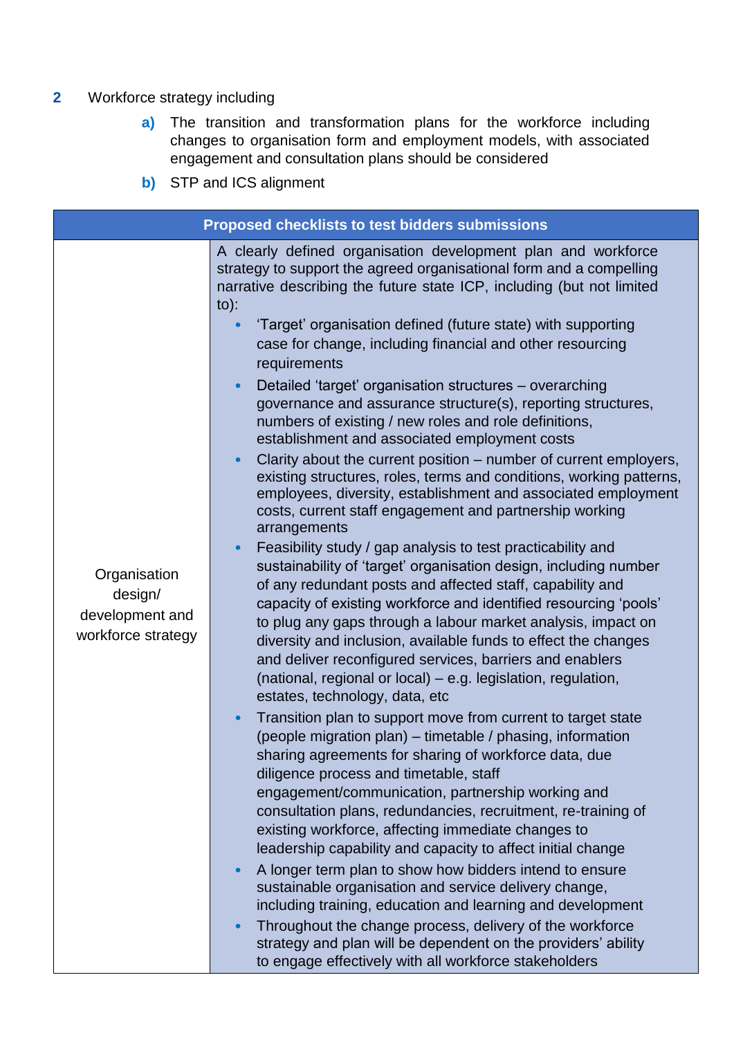**2** Workforce strategy including

**a)** The transition and transformation plans for the workforce including changes to organisation form and employment models, with associated engagement and consultation plans should be considered

**b)** STP and ICS alignment

| Proposed checklists to test bidders submissions | |
|---|---|
| Organisation design/ development and workforce strategy | A clearly defined organisation development plan and workforce strategy to support the agreed organisational form and a compelling narrative describing the future state ICP, including (but not limited to):<br>• 'Target' organisation defined (future state) with supporting case for change, including financial and other resourcing requirements<br>• Detailed 'target' organisation structures – overarching governance and assurance structure(s), reporting structures, numbers of existing / new roles and role definitions, establishment and associated employment costs<br>• Clarity about the current position – number of current employers, existing structures, roles, terms and conditions, working patterns, employees, diversity, establishment and associated employment costs, current staff engagement and partnership working arrangements<br>• Feasibility study / gap analysis to test practicability and sustainability of 'target' organisation design, including number of any redundant posts and affected staff, capability and capacity of existing workforce and identified resourcing 'pools' to plug any gaps through a labour market analysis, impact on diversity and inclusion, available funds to effect the changes and deliver reconfigured services, barriers and enablers (national, regional or local) – e.g. legislation, regulation, estates, technology, data, etc<br>• Transition plan to support move from current to target state (people migration plan) – timetable / phasing, information sharing agreements for sharing of workforce data, due diligence process and timetable, staff engagement/communication, partnership working and consultation plans, redundancies, recruitment, re-training of existing workforce, affecting immediate changes to leadership capability and capacity to affect initial change<br>• A longer term plan to show how bidders intend to ensure sustainable organisation and service delivery change, including training, education and learning and development<br>• Throughout the change process, delivery of the workforce strategy and plan will be dependent on the providers' ability to engage effectively with all workforce stakeholders |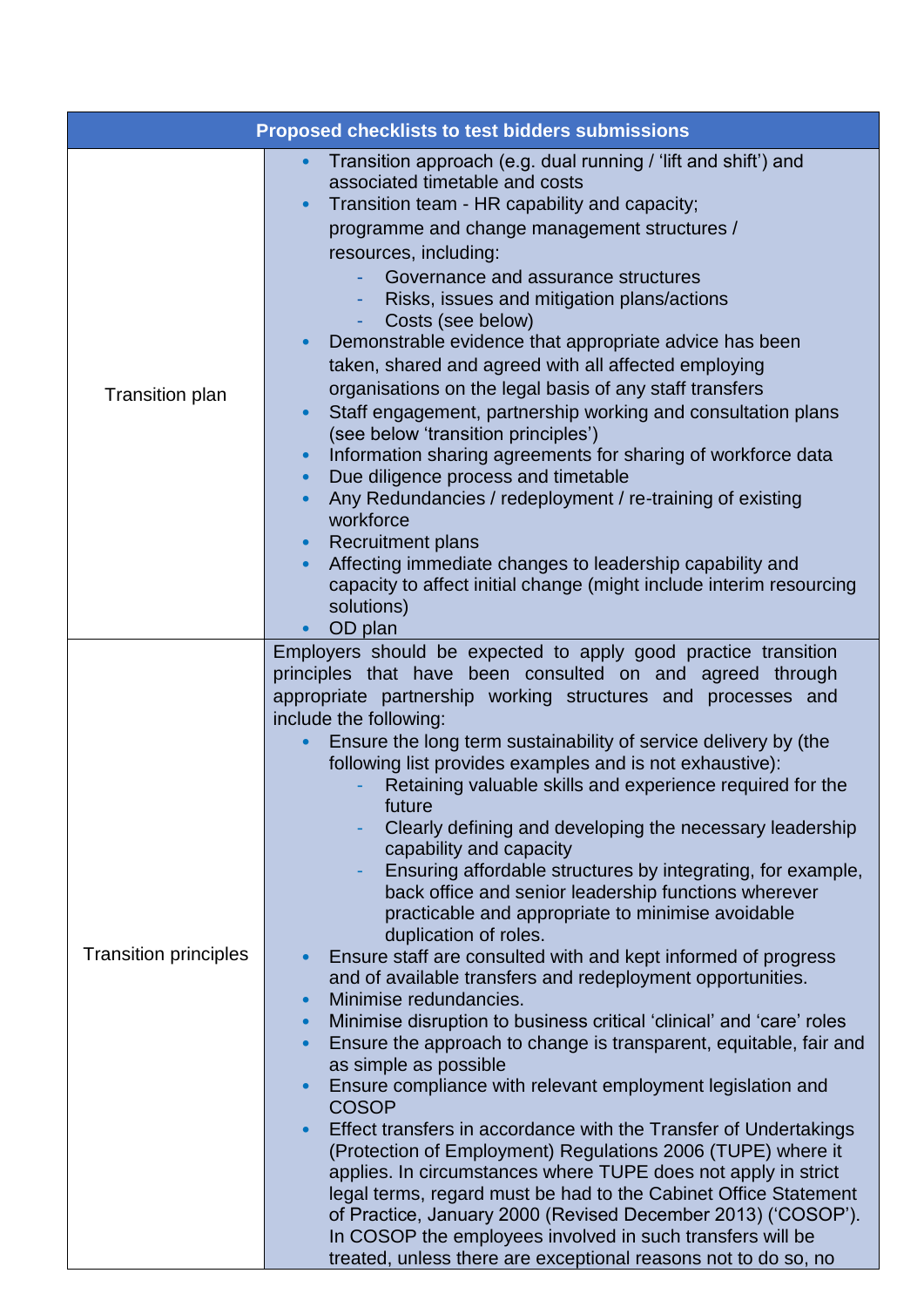| Proposed checklists to test bidders submissions | |
|---|---|
| Transition plan | • Transition approach (e.g. dual running / 'lift and shift') and associated timetable and costs<br>• Transition team - HR capability and capacity; programme and change management structures / resources, including:<br>  - Governance and assurance structures<br>  - Risks, issues and mitigation plans/actions<br>  - Costs (see below)<br>• Demonstrable evidence that appropriate advice has been taken, shared and agreed with all affected employing organisations on the legal basis of any staff transfers<br>• Staff engagement, partnership working and consultation plans (see below 'transition principles')<br>• Information sharing agreements for sharing of workforce data<br>• Due diligence process and timetable<br>• Any Redundancies / redeployment / re-training of existing workforce<br>• Recruitment plans<br>• Affecting immediate changes to leadership capability and capacity to affect initial change (might include interim resourcing solutions)<br>• OD plan |
| Transition principles | Employers should be expected to apply good practice transition principles that have been consulted on and agreed through appropriate partnership working structures and processes and include the following:<br>• Ensure the long term sustainability of service delivery by (the following list provides examples and is not exhaustive):<br>  - Retaining valuable skills and experience required for the future<br>  - Clearly defining and developing the necessary leadership capability and capacity<br>  - Ensuring affordable structures by integrating, for example, back office and senior leadership functions wherever practicable and appropriate to minimise avoidable duplication of roles.<br>• Ensure staff are consulted with and kept informed of progress and of available transfers and redeployment opportunities.<br>• Minimise redundancies.<br>• Minimise disruption to business critical 'clinical' and 'care' roles<br>• Ensure the approach to change is transparent, equitable, fair and as simple as possible<br>• Ensure compliance with relevant employment legislation and COSOP<br>• Effect transfers in accordance with the Transfer of Undertakings (Protection of Employment) Regulations 2006 (TUPE) where it applies. In circumstances where TUPE does not apply in strict legal terms, regard must be had to the Cabinet Office Statement of Practice, January 2000 (Revised December 2013) ('COSOP'). In COSOP the employees involved in such transfers will be treated, unless there are exceptional reasons not to do so, no |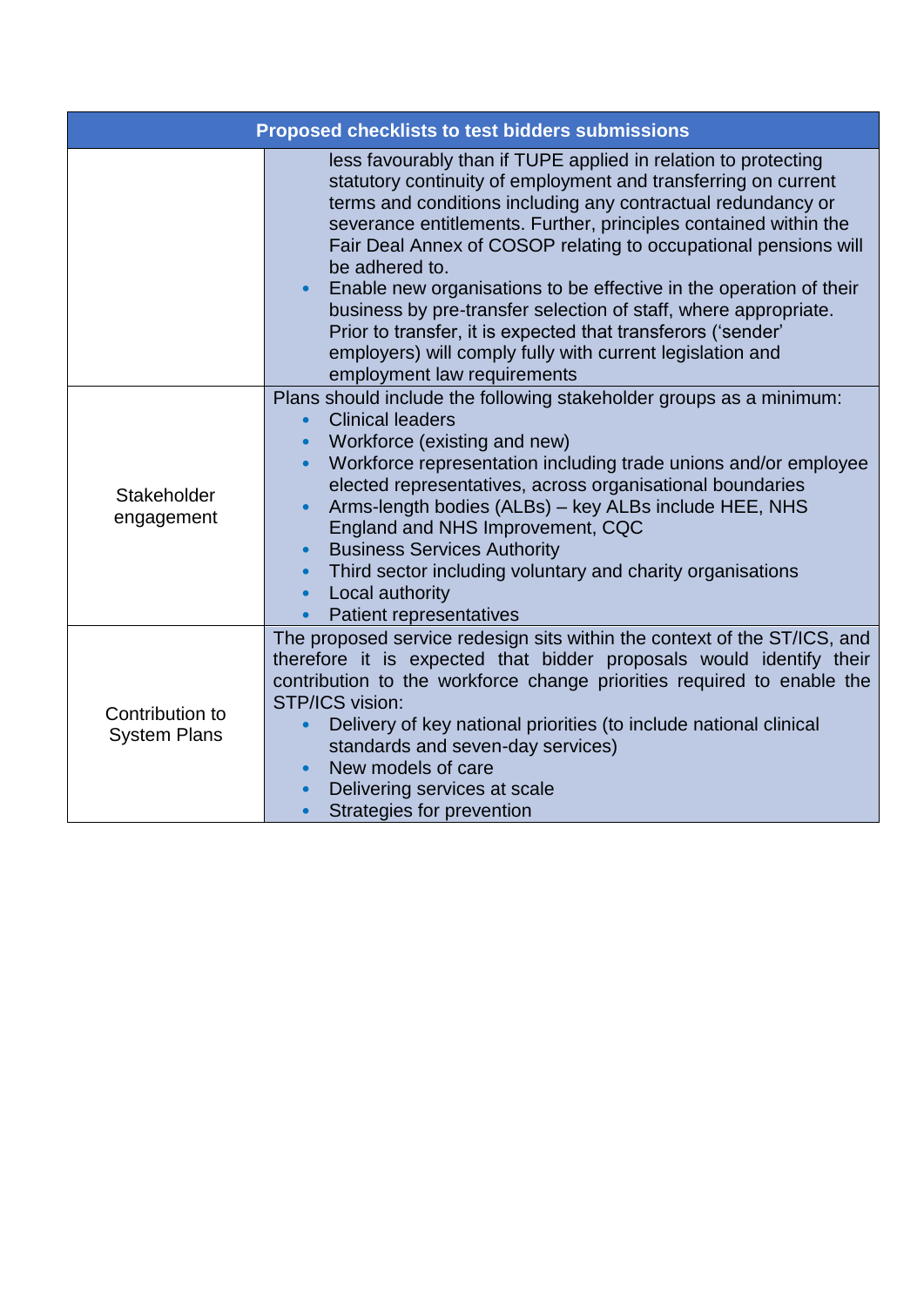| Proposed checklists to test bidders submissions | |
|---|---|
| | less favourably than if TUPE applied in relation to protecting statutory continuity of employment and transferring on current terms and conditions including any contractual redundancy or severance entitlements. Further, principles contained within the Fair Deal Annex of COSOP relating to occupational pensions will be adhered to.<br>• Enable new organisations to be effective in the operation of their business by pre-transfer selection of staff, where appropriate. Prior to transfer, it is expected that transferors ('sender' employers) will comply fully with current legislation and employment law requirements |
| Stakeholder engagement | Plans should include the following stakeholder groups as a minimum:<br>• Clinical leaders<br>• Workforce (existing and new)<br>• Workforce representation including trade unions and/or employee elected representatives, across organisational boundaries<br>• Arms-length bodies (ALBs) – key ALBs include HEE, NHS England and NHS Improvement, CQC<br>• Business Services Authority<br>• Third sector including voluntary and charity organisations<br>• Local authority<br>• Patient representatives |
| Contribution to System Plans | The proposed service redesign sits within the context of the ST/ICS, and therefore it is expected that bidder proposals would identify their contribution to the workforce change priorities required to enable the STP/ICS vision:<br>• Delivery of key national priorities (to include national clinical standards and seven-day services)<br>• New models of care<br>• Delivering services at scale<br>• Strategies for prevention |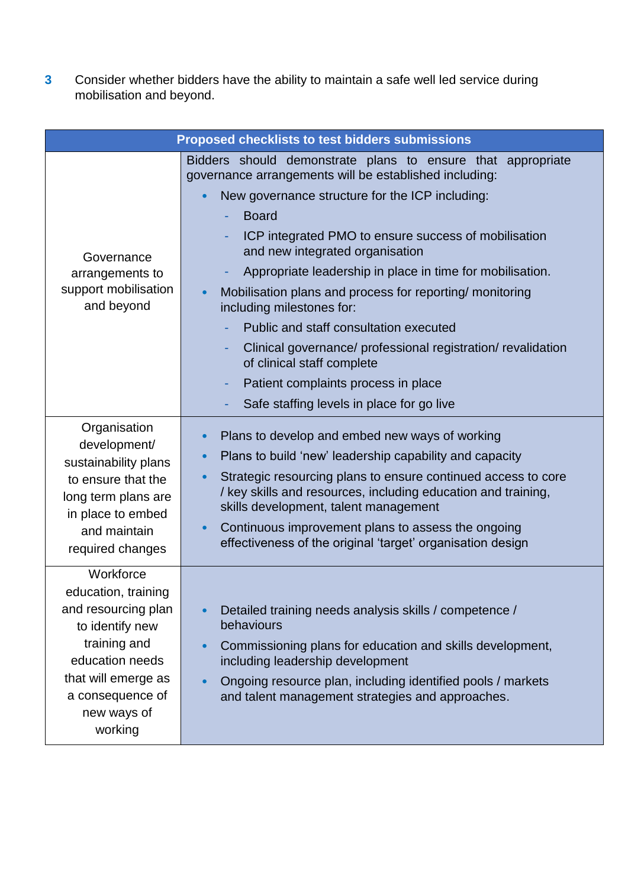3 Consider whether bidders have the ability to maintain a safe well led service during mobilisation and beyond.

| Proposed checklists to test bidders submissions | |
|---|---|
| Governance arrangements to support mobilisation and beyond | Bidders should demonstrate plans to ensure that appropriate governance arrangements will be established including:<br>• New governance structure for the ICP including:<br>- Board<br>- ICP integrated PMO to ensure success of mobilisation and new integrated organisation<br>- Appropriate leadership in place in time for mobilisation.<br>• Mobilisation plans and process for reporting/ monitoring including milestones for:<br>- Public and staff consultation executed<br>- Clinical governance/ professional registration/ revalidation of clinical staff complete<br>- Patient complaints process in place<br>- Safe staffing levels in place for go live |
| Organisation development/ sustainability plans to ensure that the long term plans are in place to embed and maintain required changes | • Plans to develop and embed new ways of working<br>• Plans to build ‘new’ leadership capability and capacity<br>• Strategic resourcing plans to ensure continued access to core / key skills and resources, including education and training, skills development, talent management<br>• Continuous improvement plans to assess the ongoing effectiveness of the original ‘target’ organisation design |
| Workforce education, training and resourcing plan to identify new training and education needs that will emerge as a consequence of new ways of working | • Detailed training needs analysis skills / competence / behaviours<br>• Commissioning plans for education and skills development, including leadership development<br>• Ongoing resource plan, including identified pools / markets and talent management strategies and approaches. |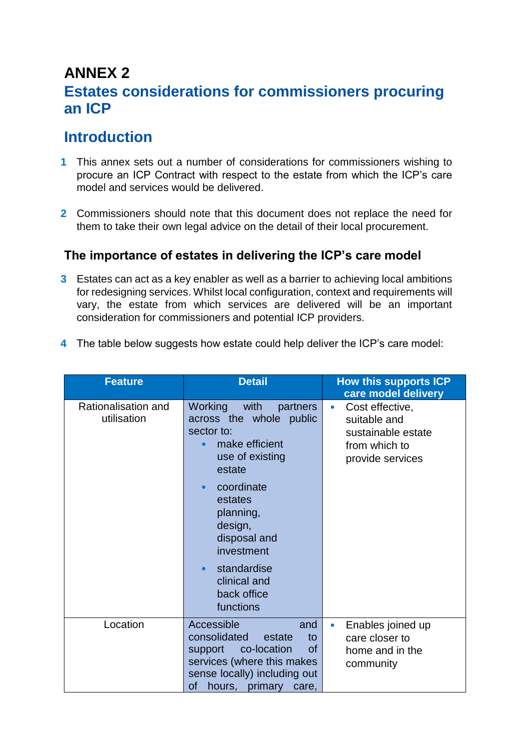# ANNEX 2

## Estates considerations for commissioners procuring an ICP

## Introduction

1. This annex sets out a number of considerations for commissioners wishing to procure an ICP Contract with respect to the estate from which the ICP's care model and services would be delivered.

2. Commissioners should note that this document does not replace the need for them to take their own legal advice on the detail of their local procurement.

### The importance of estates in delivering the ICP's care model

3. Estates can act as a key enabler as well as a barrier to achieving local ambitions for redesigning services. Whilst local configuration, context and requirements will vary, the estate from which services are delivered will be an important consideration for commissioners and potential ICP providers.

4. The table below suggests how estate could help deliver the ICP's care model:

| Feature | Detail | How this supports ICP care model delivery |
|---|---|---|
| Rationalisation and utilisation | Working with partners across the whole public sector to: <br>• make efficient use of existing estate <br>• coordinate estates planning, design, disposal and investment <br>• standardise clinical and back office functions | • Cost effective, suitable and sustainable estate from which to provide services |
| Location | Accessible and consolidated estate to support co-location of services (where this makes sense locally) including out of hours, primary care, | • Enables joined up care closer to home and in the community |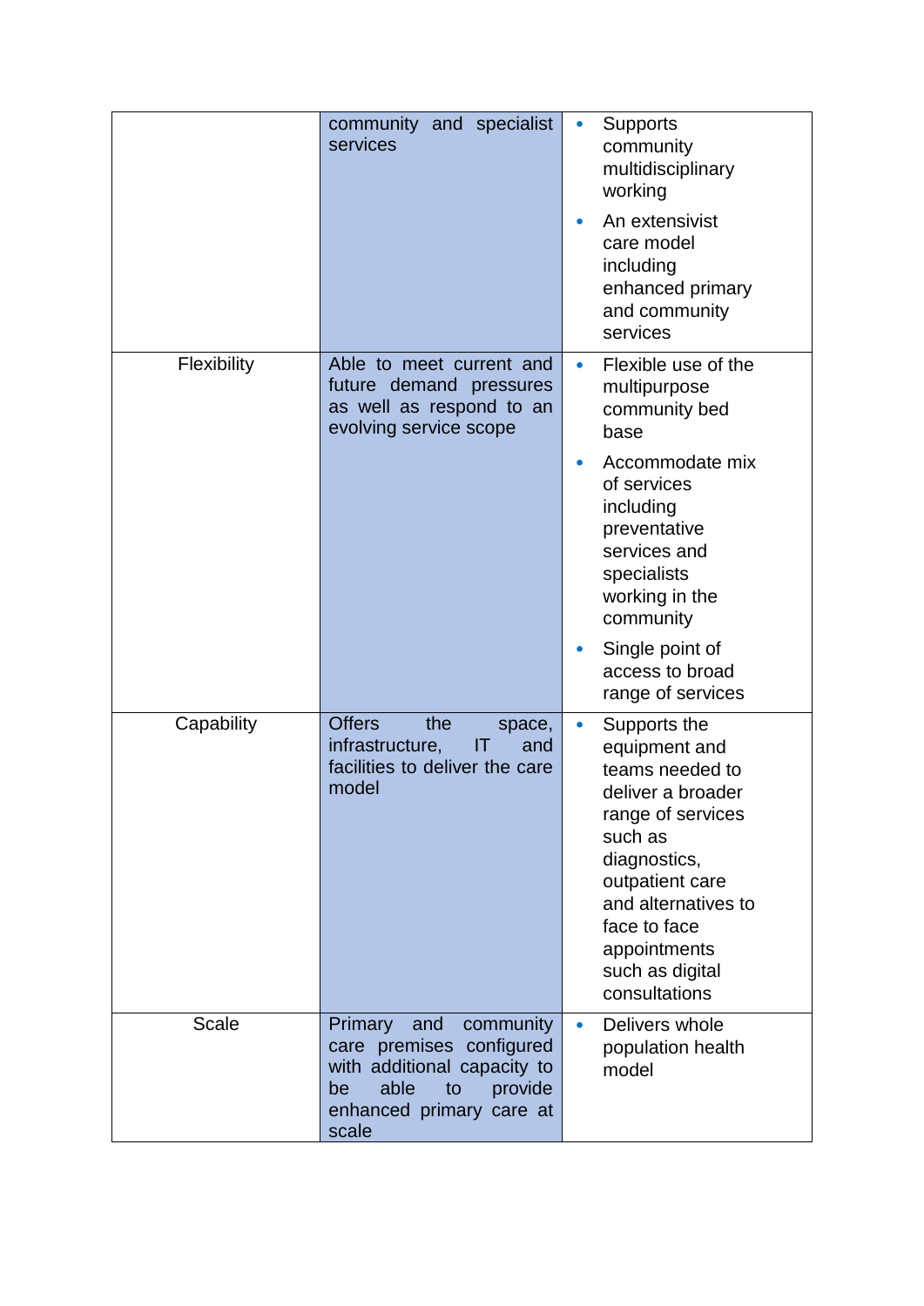| | | |
|---|---|---|
| | community and specialist services | • Supports community multidisciplinary working<br>• An extensivist care model including enhanced primary and community services |
| Flexibility | Able to meet current and future demand pressures as well as respond to an evolving service scope | • Flexible use of the multipurpose community bed base<br>• Accommodate mix of services including preventative services and specialists working in the community<br>• Single point of access to broad range of services |
| Capability | Offers the space, infrastructure, IT and facilities to deliver the care model | • Supports the equipment and teams needed to deliver a broader range of services such as diagnostics, outpatient care and alternatives to face to face appointments such as digital consultations |
| Scale | Primary and community care premises configured with additional capacity to be able to provide enhanced primary care at scale | • Delivers whole population health model |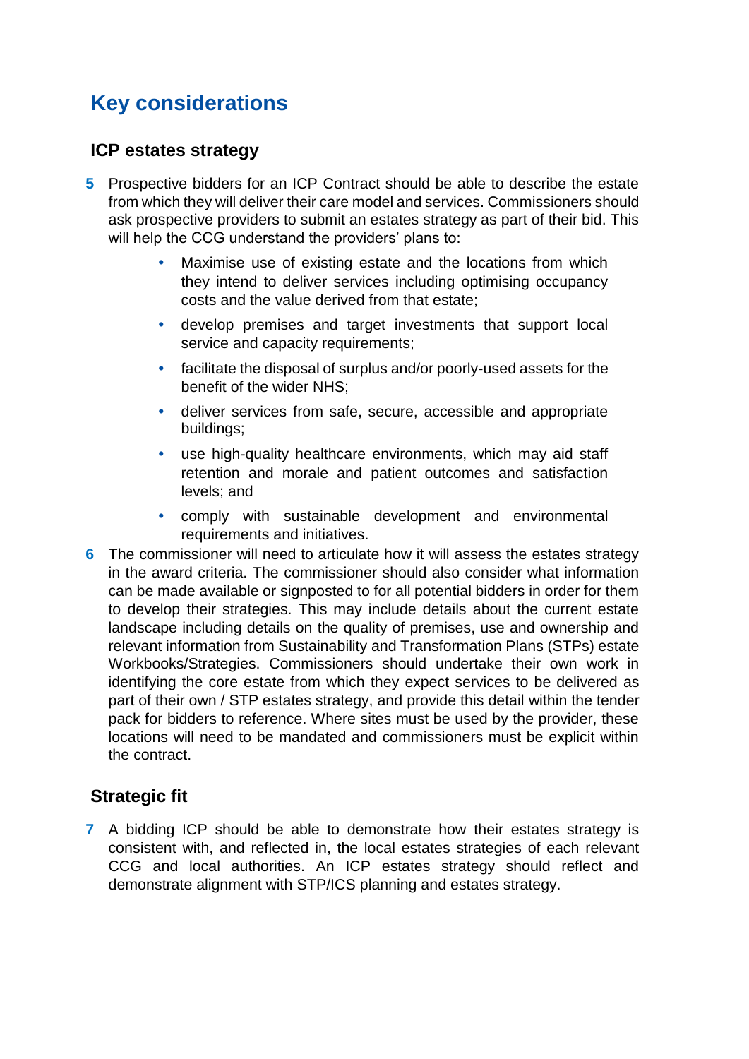# Key considerations

## ICP estates strategy

5 Prospective bidders for an ICP Contract should be able to describe the estate from which they will deliver their care model and services. Commissioners should ask prospective providers to submit an estates strategy as part of their bid. This will help the CCG understand the providers' plans to:

- Maximise use of existing estate and the locations from which they intend to deliver services including optimising occupancy costs and the value derived from that estate;
- develop premises and target investments that support local service and capacity requirements;
- facilitate the disposal of surplus and/or poorly-used assets for the benefit of the wider NHS;
- deliver services from safe, secure, accessible and appropriate buildings;
- use high-quality healthcare environments, which may aid staff retention and morale and patient outcomes and satisfaction levels; and
- comply with sustainable development and environmental requirements and initiatives.

6 The commissioner will need to articulate how it will assess the estates strategy in the award criteria. The commissioner should also consider what information can be made available or signposted to for all potential bidders in order for them to develop their strategies. This may include details about the current estate landscape including details on the quality of premises, use and ownership and relevant information from Sustainability and Transformation Plans (STPs) estate Workbooks/Strategies. Commissioners should undertake their own work in identifying the core estate from which they expect services to be delivered as part of their own / STP estates strategy, and provide this detail within the tender pack for bidders to reference. Where sites must be used by the provider, these locations will need to be mandated and commissioners must be explicit within the contract.

## Strategic fit

7 A bidding ICP should be able to demonstrate how their estates strategy is consistent with, and reflected in, the local estates strategies of each relevant CCG and local authorities. An ICP estates strategy should reflect and demonstrate alignment with STP/ICS planning and estates strategy.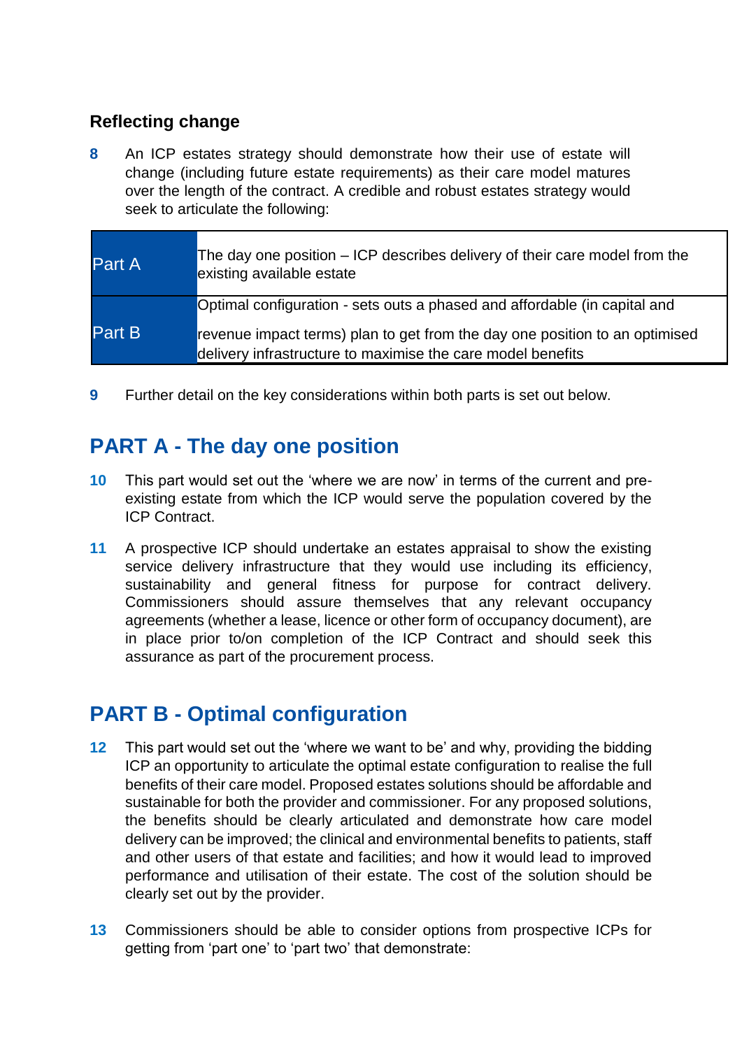### Reflecting change

**8** An ICP estates strategy should demonstrate how their use of estate will change (including future estate requirements) as their care model matures over the length of the contract. A credible and robust estates strategy would seek to articulate the following:

| | |
|---|---|
| Part A | The day one position – ICP describes delivery of their care model from the existing available estate |
| Part B | Optimal configuration - sets outs a phased and affordable (in capital and revenue impact terms) plan to get from the day one position to an optimised delivery infrastructure to maximise the care model benefits |

**9** Further detail on the key considerations within both parts is set out below.

## PART A - The day one position

**10** This part would set out the 'where we are now' in terms of the current and pre-existing estate from which the ICP would serve the population covered by the ICP Contract.

**11** A prospective ICP should undertake an estates appraisal to show the existing service delivery infrastructure that they would use including its efficiency, sustainability and general fitness for purpose for contract delivery. Commissioners should assure themselves that any relevant occupancy agreements (whether a lease, licence or other form of occupancy document), are in place prior to/on completion of the ICP Contract and should seek this assurance as part of the procurement process.

## PART B - Optimal configuration

**12** This part would set out the 'where we want to be' and why, providing the bidding ICP an opportunity to articulate the optimal estate configuration to realise the full benefits of their care model. Proposed estates solutions should be affordable and sustainable for both the provider and commissioner. For any proposed solutions, the benefits should be clearly articulated and demonstrate how care model delivery can be improved; the clinical and environmental benefits to patients, staff and other users of that estate and facilities; and how it would lead to improved performance and utilisation of their estate. The cost of the solution should be clearly set out by the provider.

**13** Commissioners should be able to consider options from prospective ICPs for getting from 'part one' to 'part two' that demonstrate: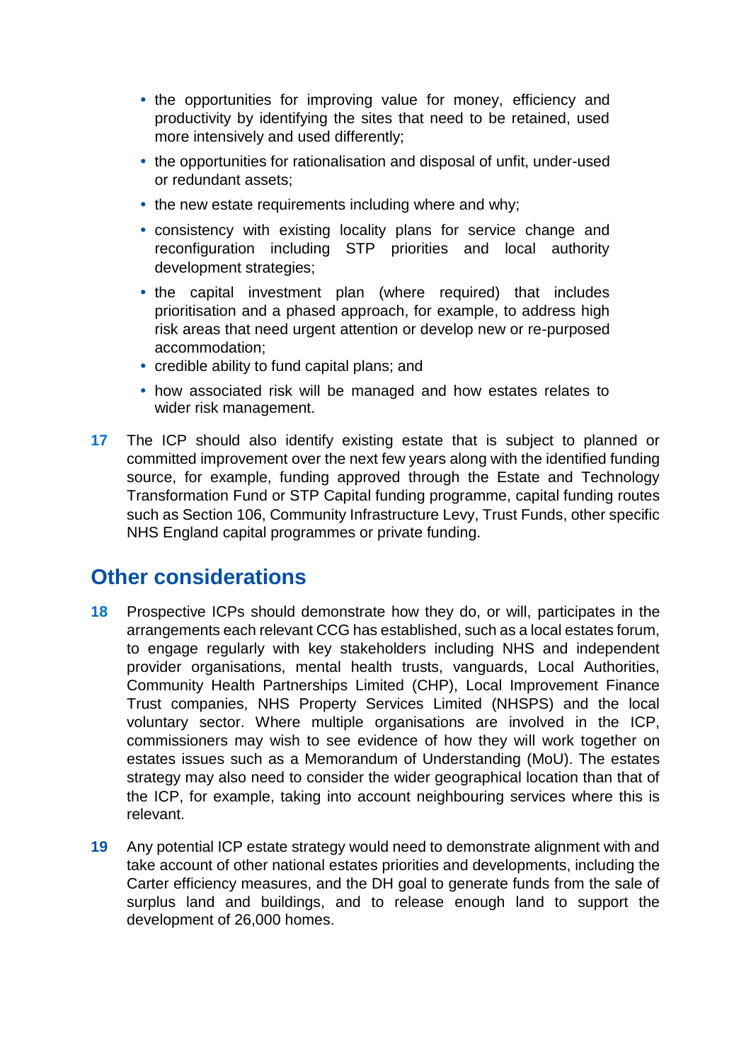- the opportunities for improving value for money, efficiency and productivity by identifying the sites that need to be retained, used more intensively and used differently;
- the opportunities for rationalisation and disposal of unfit, under-used or redundant assets;
- the new estate requirements including where and why;
- consistency with existing locality plans for service change and reconfiguration including STP priorities and local authority development strategies;
- the capital investment plan (where required) that includes prioritisation and a phased approach, for example, to address high risk areas that need urgent attention or develop new or re-purposed accommodation;
- credible ability to fund capital plans; and
- how associated risk will be managed and how estates relates to wider risk management.

**17** The ICP should also identify existing estate that is subject to planned or committed improvement over the next few years along with the identified funding source, for example, funding approved through the Estate and Technology Transformation Fund or STP Capital funding programme, capital funding routes such as Section 106, Community Infrastructure Levy, Trust Funds, other specific NHS England capital programmes or private funding.

## Other considerations

**18** Prospective ICPs should demonstrate how they do, or will, participates in the arrangements each relevant CCG has established, such as a local estates forum, to engage regularly with key stakeholders including NHS and independent provider organisations, mental health trusts, vanguards, Local Authorities, Community Health Partnerships Limited (CHP), Local Improvement Finance Trust companies, NHS Property Services Limited (NHSPS) and the local voluntary sector. Where multiple organisations are involved in the ICP, commissioners may wish to see evidence of how they will work together on estates issues such as a Memorandum of Understanding (MoU). The estates strategy may also need to consider the wider geographical location than that of the ICP, for example, taking into account neighbouring services where this is relevant.

**19** Any potential ICP estate strategy would need to demonstrate alignment with and take account of other national estates priorities and developments, including the Carter efficiency measures, and the DH goal to generate funds from the sale of surplus land and buildings, and to release enough land to support the development of 26,000 homes.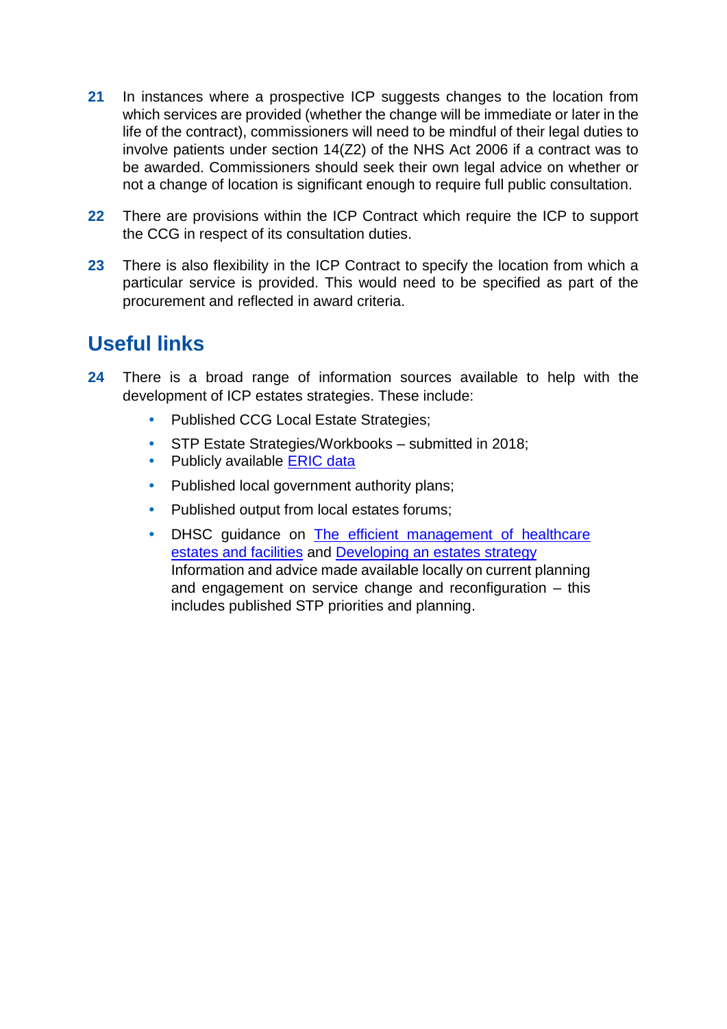21 In instances where a prospective ICP suggests changes to the location from which services are provided (whether the change will be immediate or later in the life of the contract), commissioners will need to be mindful of their legal duties to involve patients under section 14(Z2) of the NHS Act 2006 if a contract was to be awarded. Commissioners should seek their own legal advice on whether or not a change of location is significant enough to require full public consultation.

22 There are provisions within the ICP Contract which require the ICP to support the CCG in respect of its consultation duties.

23 There is also flexibility in the ICP Contract to specify the location from which a particular service is provided. This would need to be specified as part of the procurement and reflected in award criteria.

## Useful links

24 There is a broad range of information sources available to help with the development of ICP estates strategies. These include:

- Published CCG Local Estate Strategies;
- STP Estate Strategies/Workbooks – submitted in 2018;
- Publicly available ERIC data
- Published local government authority plans;
- Published output from local estates forums;
- DHSC guidance on The efficient management of healthcare estates and facilities and Developing an estates strategy Information and advice made available locally on current planning and engagement on service change and reconfiguration – this includes published STP priorities and planning.